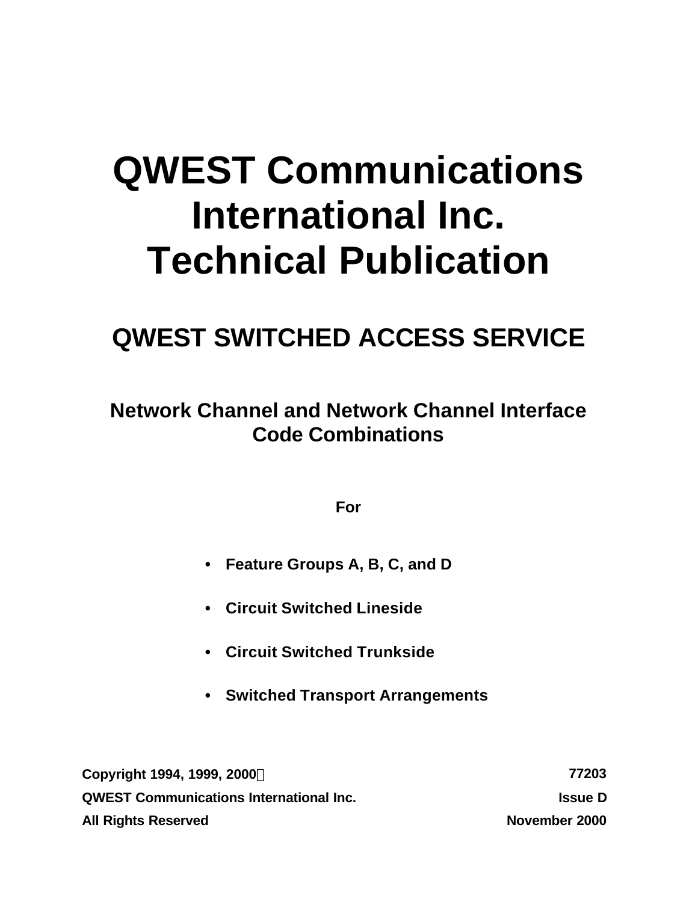# QWEST Communications International Inc. Technical Publication

## QWEST SWITCHED ACCESS SERVICE

### Network Channel and Network Channel Interface Code Combinations

**For**

- **Feature Groups A, B, C, and D**
- **Circuit Switched Lineside**
- **Circuit Switched Trunkside**
- **Switched Transport Arrangements**

**Copyright 1994, 1999, 2000©**
**QWEST Communications International Inc.**
**All Rights Reserved**

**77203**
**Issue D**
**November 2000**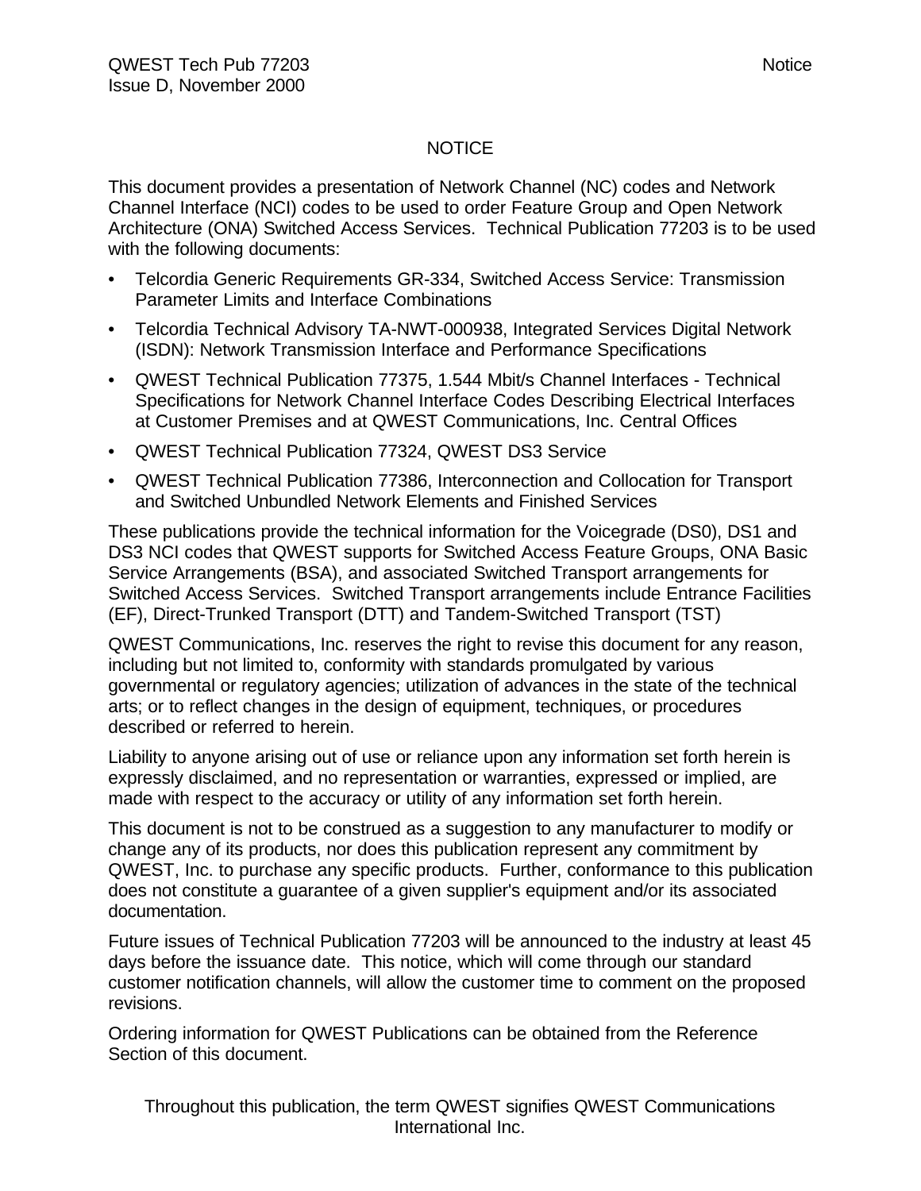# NOTICE

This document provides a presentation of Network Channel (NC) codes and Network Channel Interface (NCI) codes to be used to order Feature Group and Open Network Architecture (ONA) Switched Access Services. Technical Publication 77203 is to be used with the following documents:

- Telcordia Generic Requirements GR-334, Switched Access Service: Transmission Parameter Limits and Interface Combinations
- Telcordia Technical Advisory TA-NWT-000938, Integrated Services Digital Network (ISDN): Network Transmission Interface and Performance Specifications
- QWEST Technical Publication 77375, 1.544 Mbit/s Channel Interfaces - Technical Specifications for Network Channel Interface Codes Describing Electrical Interfaces at Customer Premises and at QWEST Communications, Inc. Central Offices
- QWEST Technical Publication 77324, QWEST DS3 Service
- QWEST Technical Publication 77386, Interconnection and Collocation for Transport and Switched Unbundled Network Elements and Finished Services

These publications provide the technical information for the Voicegrade (DS0), DS1 and DS3 NCI codes that QWEST supports for Switched Access Feature Groups, ONA Basic Service Arrangements (BSA), and associated Switched Transport arrangements for Switched Access Services. Switched Transport arrangements include Entrance Facilities (EF), Direct-Trunked Transport (DTT) and Tandem-Switched Transport (TST)

QWEST Communications, Inc. reserves the right to revise this document for any reason, including but not limited to, conformity with standards promulgated by various governmental or regulatory agencies; utilization of advances in the state of the technical arts; or to reflect changes in the design of equipment, techniques, or procedures described or referred to herein.

Liability to anyone arising out of use or reliance upon any information set forth herein is expressly disclaimed, and no representation or warranties, expressed or implied, are made with respect to the accuracy or utility of any information set forth herein.

This document is not to be construed as a suggestion to any manufacturer to modify or change any of its products, nor does this publication represent any commitment by QWEST, Inc. to purchase any specific products. Further, conformance to this publication does not constitute a guarantee of a given supplier's equipment and/or its associated documentation.

Future issues of Technical Publication 77203 will be announced to the industry at least 45 days before the issuance date. This notice, which will come through our standard customer notification channels, will allow the customer time to comment on the proposed revisions.

Ordering information for QWEST Publications can be obtained from the Reference Section of this document.

Throughout this publication, the term QWEST signifies QWEST Communications International Inc.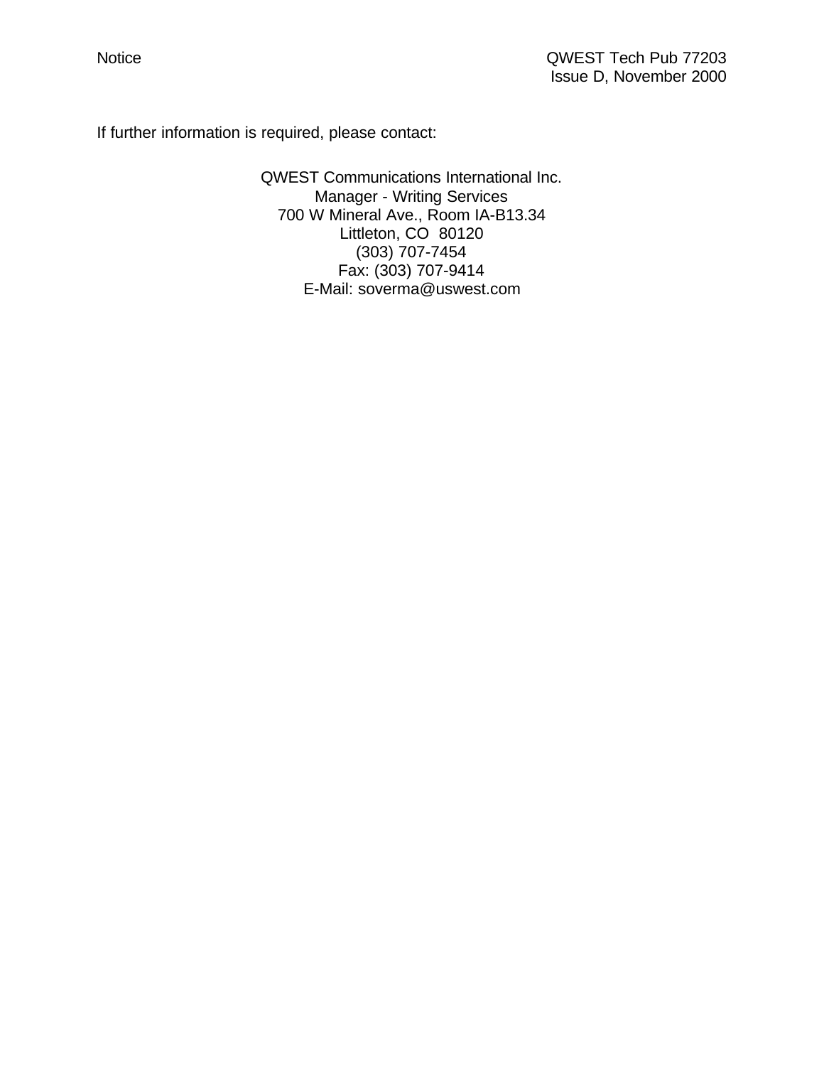If further information is required, please contact:

QWEST Communications International Inc.
Manager - Writing Services
700 W Mineral Ave., Room IA-B13.34
Littleton, CO 80120
(303) 707-7454
Fax: (303) 707-9414
E-Mail: soverma@uswest.com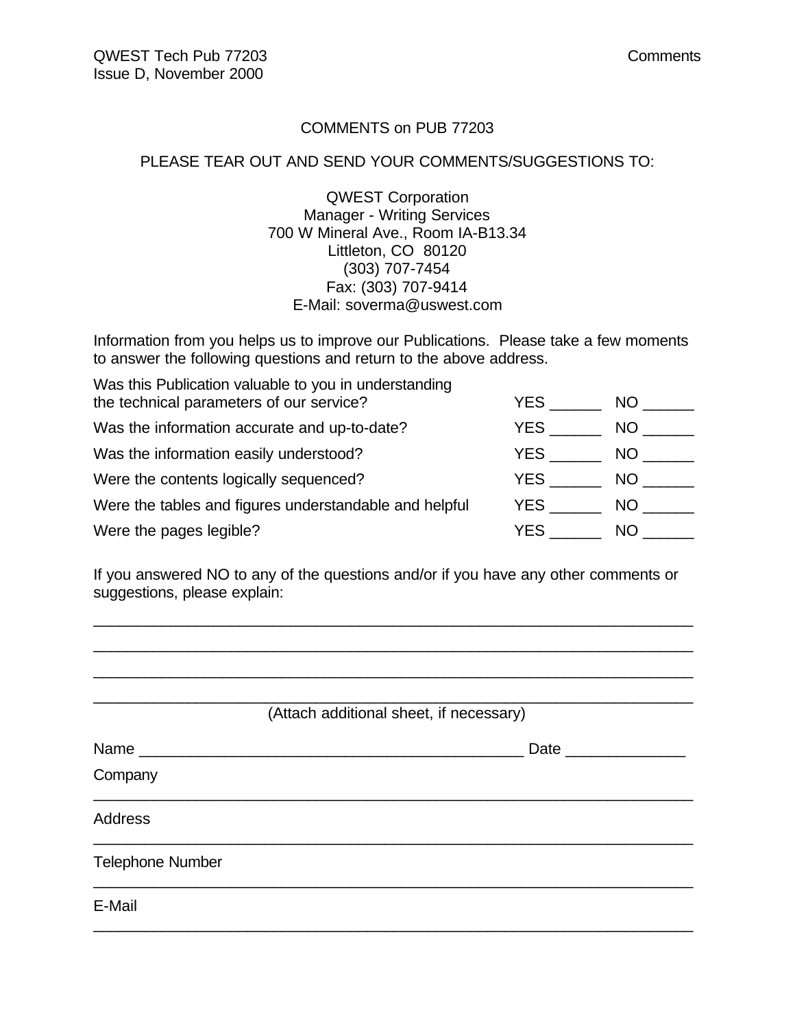# COMMENTS on PUB 77203

PLEASE TEAR OUT AND SEND YOUR COMMENTS/SUGGESTIONS TO:

QWEST Corporation
Manager - Writing Services
700 W Mineral Ave., Room IA-B13.34
Littleton, CO 80120
(303) 707-7454
Fax: (303) 707-9414
E-Mail: soverma@uswest.com

Information from you helps us to improve our Publications. Please take a few moments to answer the following questions and return to the above address.

| | | |
|---|---|---|
| Was this Publication valuable to you in understanding the technical parameters of our service? | YES ______ | NO ______ |
| Was the information accurate and up-to-date? | YES ______ | NO ______ |
| Was the information easily understood? | YES ______ | NO ______ |
| Were the contents logically sequenced? | YES ______ | NO ______ |
| Were the tables and figures understandable and helpful | YES ______ | NO ______ |
| Were the pages legible? | YES ______ | NO ______ |

If you answered NO to any of the questions and/or if you have any other comments or suggestions, please explain:

_______________________________________________________________________

_______________________________________________________________________

_______________________________________________________________________

_______________________________________________________________________

(Attach additional sheet, if necessary)

Name ____________________________________________ Date _____________

Company

_______________________________________________________________________

Address

_______________________________________________________________________

Telephone Number

_______________________________________________________________________

E-Mail

_______________________________________________________________________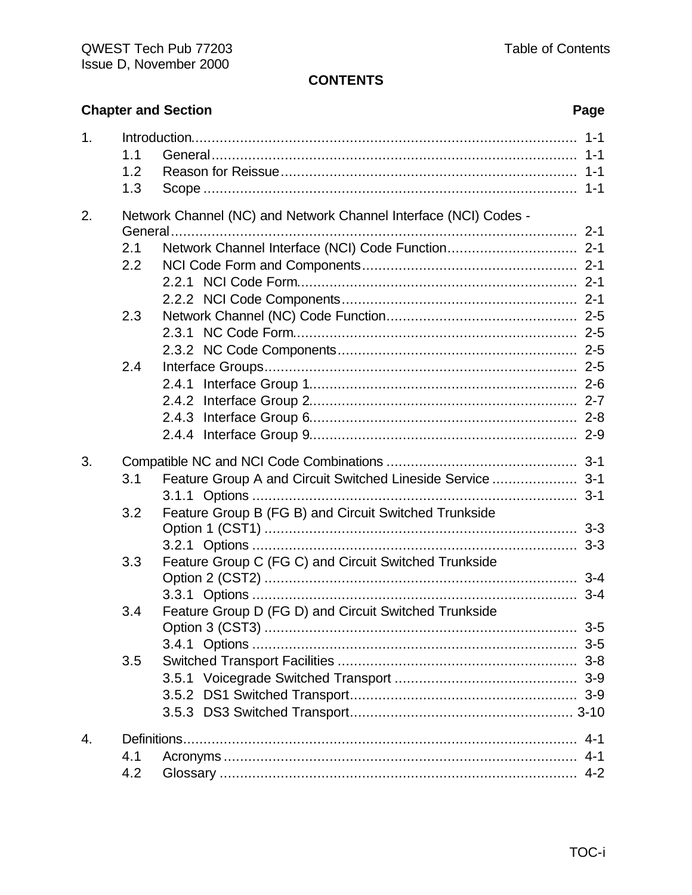# CONTENTS

| Chapter and Section | | | Page |
|---|---|---|---|
| 1. | Introduction | | 1-1 |
| | 1.1 | General | 1-1 |
| | 1.2 | Reason for Reissue | 1-1 |
| | 1.3 | Scope | 1-1 |
| 2. | Network Channel (NC) and Network Channel Interface (NCI) Codes - General | | 2-1 |
| | 2.1 | Network Channel Interface (NCI) Code Function | 2-1 |
| | 2.2 | NCI Code Form and Components | 2-1 |
| | | 2.2.1 NCI Code Form | 2-1 |
| | | 2.2.2 NCI Code Components | 2-1 |
| | 2.3 | Network Channel (NC) Code Function | 2-5 |
| | | 2.3.1 NC Code Form | 2-5 |
| | | 2.3.2 NC Code Components | 2-5 |
| | 2.4 | Interface Groups | 2-5 |
| | | 2.4.1 Interface Group 1 | 2-6 |
| | | 2.4.2 Interface Group 2 | 2-7 |
| | | 2.4.3 Interface Group 6 | 2-8 |
| | | 2.4.4 Interface Group 9 | 2-9 |
| 3. | Compatible NC and NCI Code Combinations | | 3-1 |
| | 3.1 | Feature Group A and Circuit Switched Lineside Service | 3-1 |
| | | 3.1.1 Options | 3-1 |
| | 3.2 | Feature Group B (FG B) and Circuit Switched Trunkside Option 1 (CST1) | 3-3 |
| | | 3.2.1 Options | 3-3 |
| | 3.3 | Feature Group C (FG C) and Circuit Switched Trunkside Option 2 (CST2) | 3-4 |
| | | 3.3.1 Options | 3-4 |
| | 3.4 | Feature Group D (FG D) and Circuit Switched Trunkside Option 3 (CST3) | 3-5 |
| | | 3.4.1 Options | 3-5 |
| | 3.5 | Switched Transport Facilities | 3-8 |
| | | 3.5.1 Voicegrade Switched Transport | 3-9 |
| | | 3.5.2 DS1 Switched Transport | 3-9 |
| | | 3.5.3 DS3 Switched Transport | 3-10 |
| 4. | Definitions | | 4-1 |
| | 4.1 | Acronyms | 4-1 |
| | 4.2 | Glossary | 4-2 |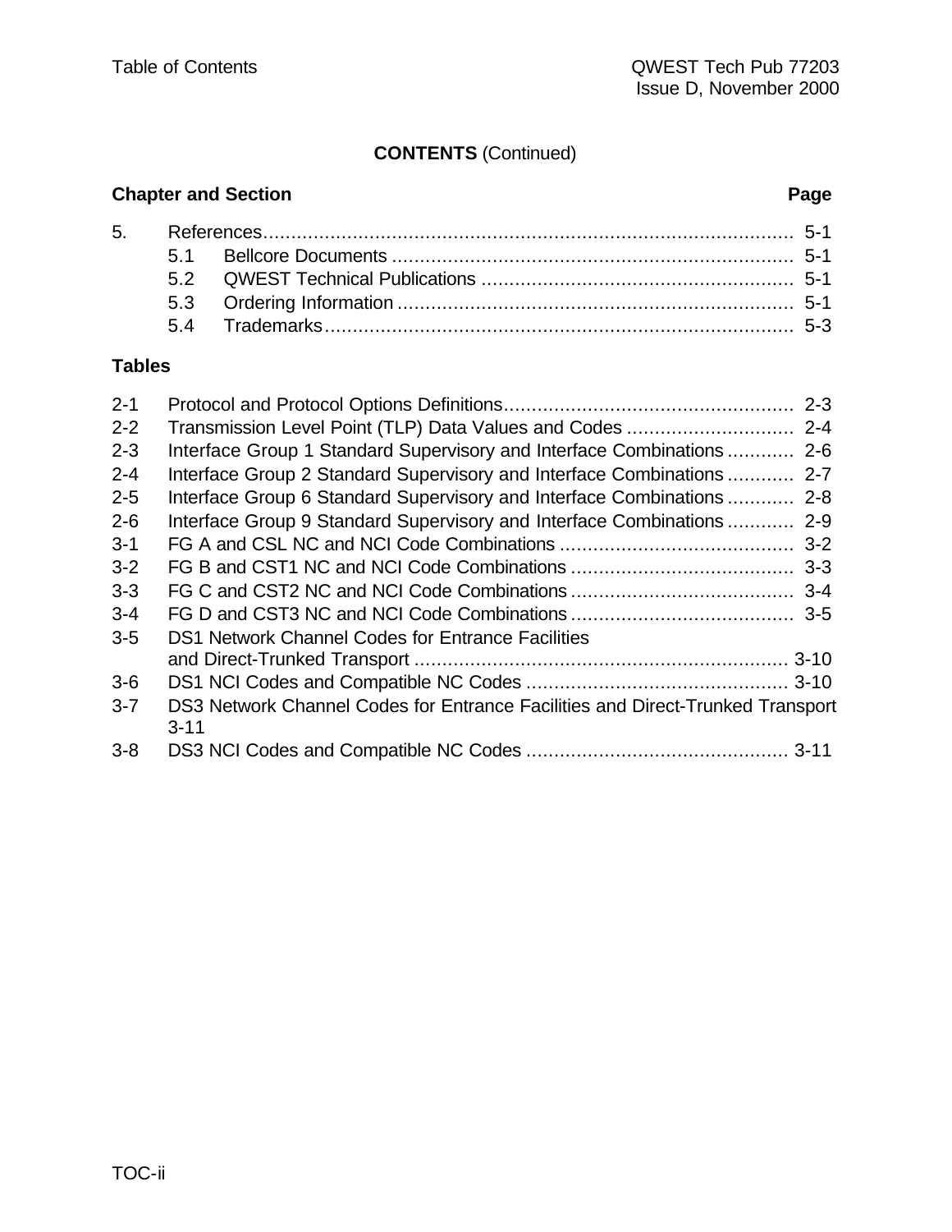**CONTENTS** (Continued)

| Chapter and Section | | Page |
|---|---|---|
| 5. | References | 5-1 |
| 5.1 | Bellcore Documents | 5-1 |
| 5.2 | QWEST Technical Publications | 5-1 |
| 5.3 | Ordering Information | 5-1 |
| 5.4 | Trademarks | 5-3 |

**Tables**

| | | |
|---|---|---|
| 2-1 | Protocol and Protocol Options Definitions | 2-3 |
| 2-2 | Transmission Level Point (TLP) Data Values and Codes | 2-4 |
| 2-3 | Interface Group 1 Standard Supervisory and Interface Combinations | 2-6 |
| 2-4 | Interface Group 2 Standard Supervisory and Interface Combinations | 2-7 |
| 2-5 | Interface Group 6 Standard Supervisory and Interface Combinations | 2-8 |
| 2-6 | Interface Group 9 Standard Supervisory and Interface Combinations | 2-9 |
| 3-1 | FG A and CSL NC and NCI Code Combinations | 3-2 |
| 3-2 | FG B and CST1 NC and NCI Code Combinations | 3-3 |
| 3-3 | FG C and CST2 NC and NCI Code Combinations | 3-4 |
| 3-4 | FG D and CST3 NC and NCI Code Combinations | 3-5 |
| 3-5 | DS1 Network Channel Codes for Entrance Facilities and Direct-Trunked Transport | 3-10 |
| 3-6 | DS1 NCI Codes and Compatible NC Codes | 3-10 |
| 3-7 | DS3 Network Channel Codes for Entrance Facilities and Direct-Trunked Transport | 3-11 |
| 3-8 | DS3 NCI Codes and Compatible NC Codes | 3-11 |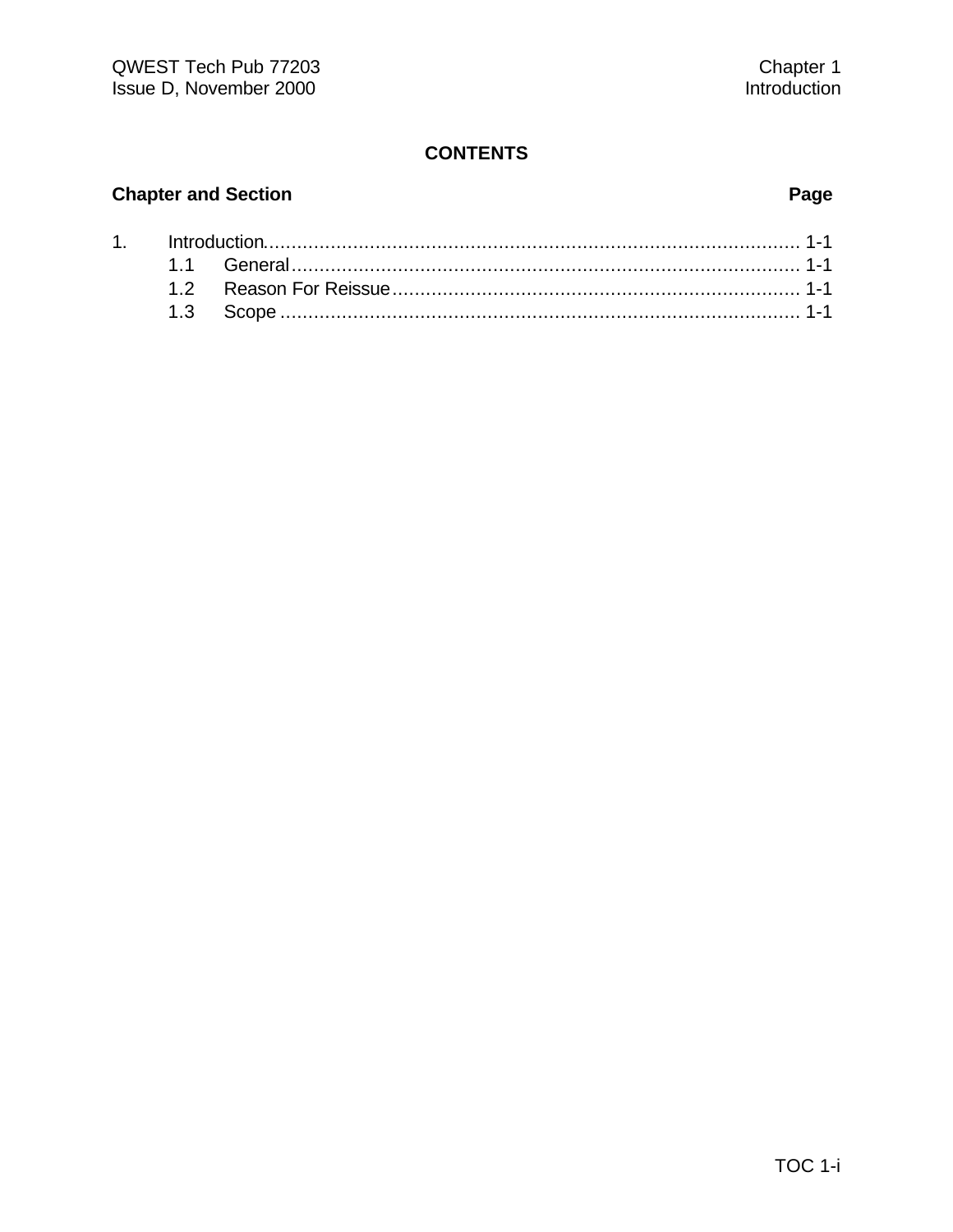## CONTENTS

| Chapter and Section | | Page |
|---|---|---|
| 1. | Introduction | 1-1 |
| | 1.1 General | 1-1 |
| | 1.2 Reason For Reissue | 1-1 |
| | 1.3 Scope | 1-1 |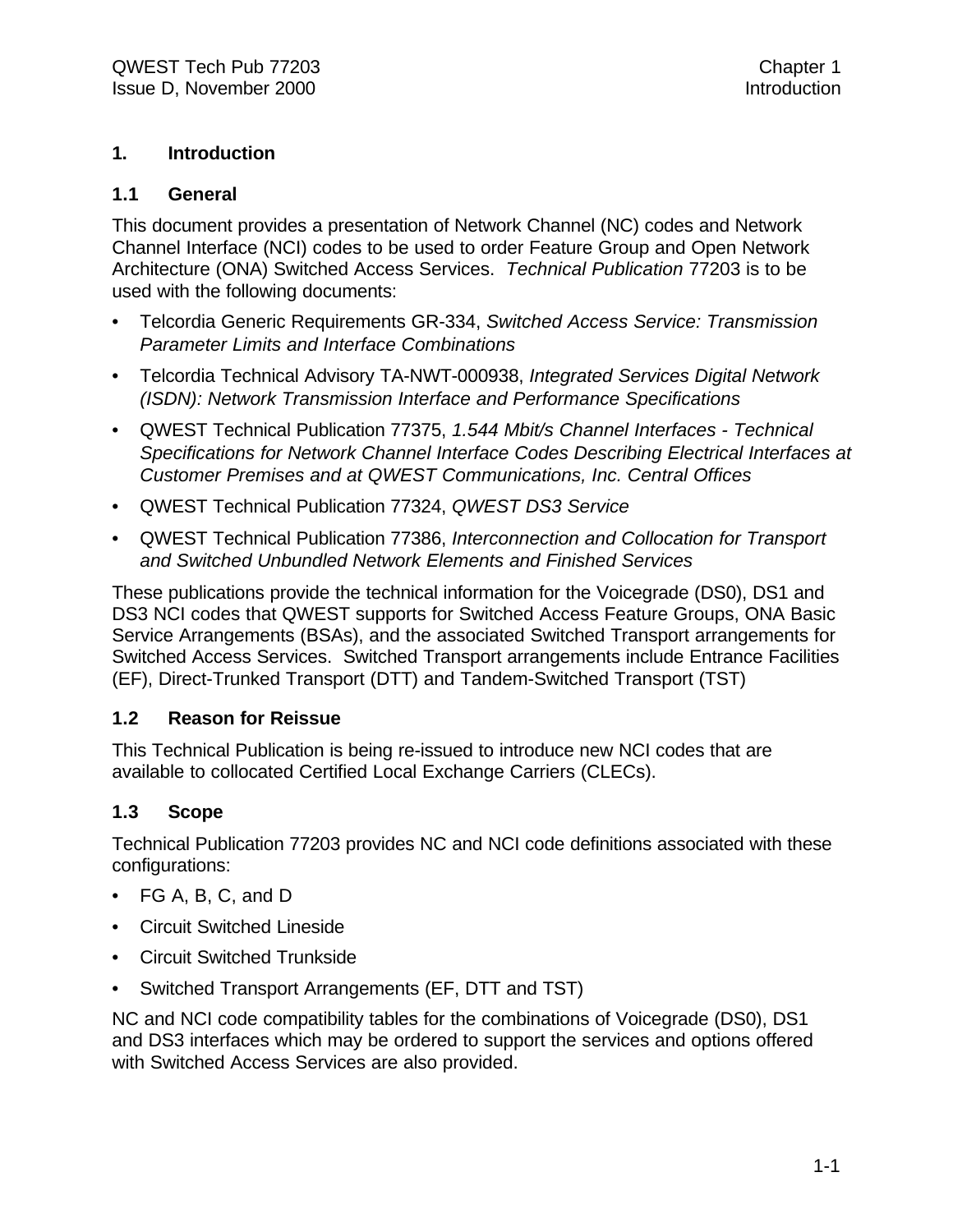# 1. Introduction

## 1.1 General

This document provides a presentation of Network Channel (NC) codes and Network Channel Interface (NCI) codes to be used to order Feature Group and Open Network Architecture (ONA) Switched Access Services. *Technical Publication* 77203 is to be used with the following documents:

- Telcordia Generic Requirements GR-334, *Switched Access Service: Transmission Parameter Limits and Interface Combinations*
- Telcordia Technical Advisory TA-NWT-000938, *Integrated Services Digital Network (ISDN): Network Transmission Interface and Performance Specifications*
- QWEST Technical Publication 77375, *1.544 Mbit/s Channel Interfaces - Technical Specifications for Network Channel Interface Codes Describing Electrical Interfaces at Customer Premises and at QWEST Communications, Inc. Central Offices*
- QWEST Technical Publication 77324, *QWEST DS3 Service*
- QWEST Technical Publication 77386, *Interconnection and Collocation for Transport and Switched Unbundled Network Elements and Finished Services*

These publications provide the technical information for the Voicegrade (DS0), DS1 and DS3 NCI codes that QWEST supports for Switched Access Feature Groups, ONA Basic Service Arrangements (BSAs), and the associated Switched Transport arrangements for Switched Access Services. Switched Transport arrangements include Entrance Facilities (EF), Direct-Trunked Transport (DTT) and Tandem-Switched Transport (TST)

## 1.2 Reason for Reissue

This Technical Publication is being re-issued to introduce new NCI codes that are available to collocated Certified Local Exchange Carriers (CLECs).

## 1.3 Scope

Technical Publication 77203 provides NC and NCI code definitions associated with these configurations:

- FG A, B, C, and D
- Circuit Switched Lineside
- Circuit Switched Trunkside
- Switched Transport Arrangements (EF, DTT and TST)

NC and NCI code compatibility tables for the combinations of Voicegrade (DS0), DS1 and DS3 interfaces which may be ordered to support the services and options offered with Switched Access Services are also provided.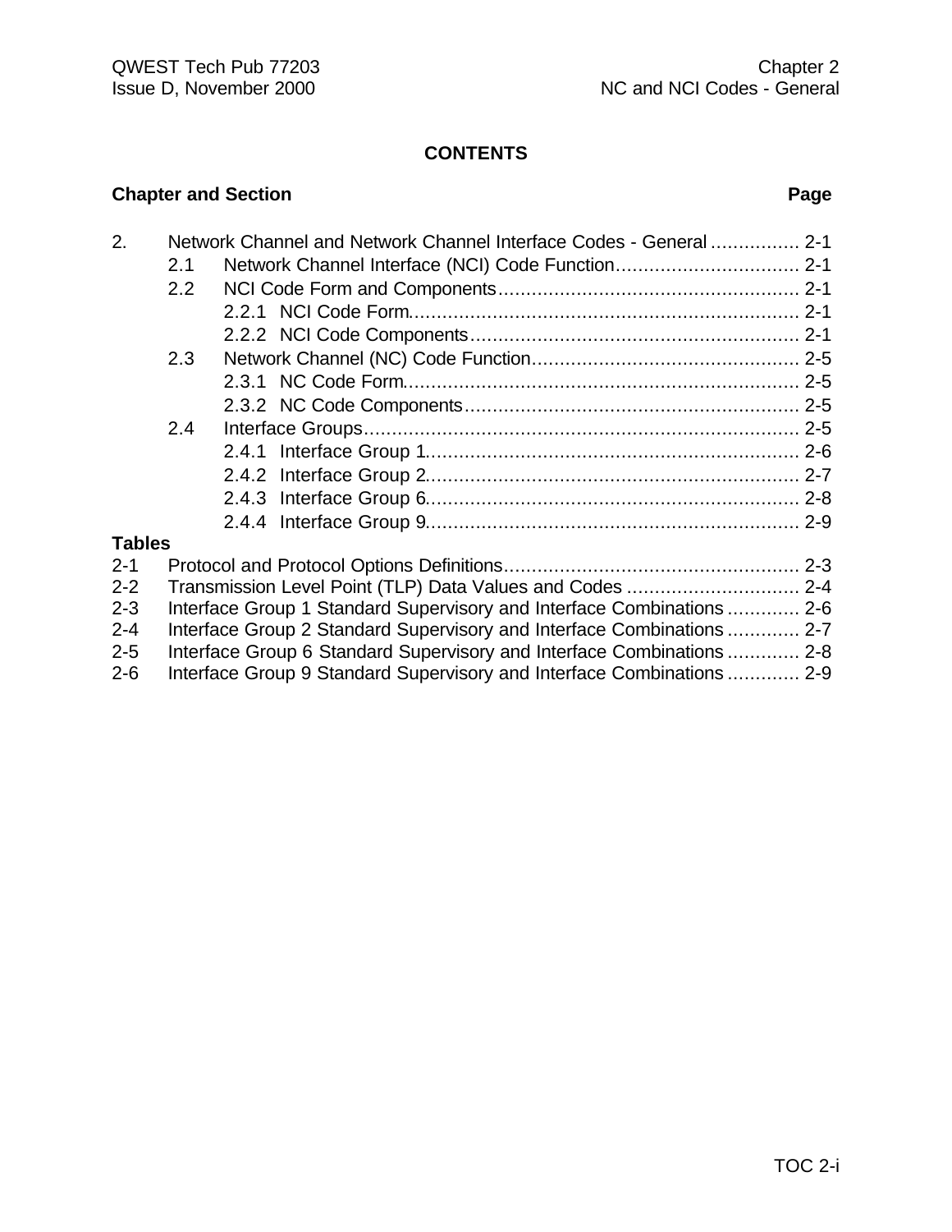# CONTENTS

| Chapter and Section | | | Page |
|---|---|---|---|
| 2. | Network Channel and Network Channel Interface Codes - General | | 2-1 |
| | 2.1 | Network Channel Interface (NCI) Code Function | 2-1 |
| | 2.2 | NCI Code Form and Components | 2-1 |
| | | 2.2.1 NCI Code Form | 2-1 |
| | | 2.2.2 NCI Code Components | 2-1 |
| | 2.3 | Network Channel (NC) Code Function | 2-5 |
| | | 2.3.1 NC Code Form | 2-5 |
| | | 2.3.2 NC Code Components | 2-5 |
| | 2.4 | Interface Groups | 2-5 |
| | | 2.4.1 Interface Group 1 | 2-6 |
| | | 2.4.2 Interface Group 2 | 2-7 |
| | | 2.4.3 Interface Group 6 | 2-8 |
| | | 2.4.4 Interface Group 9 | 2-9 |

**Tables**

| | | |
|---|---|---|
| 2-1 | Protocol and Protocol Options Definitions | 2-3 |
| 2-2 | Transmission Level Point (TLP) Data Values and Codes | 2-4 |
| 2-3 | Interface Group 1 Standard Supervisory and Interface Combinations | 2-6 |
| 2-4 | Interface Group 2 Standard Supervisory and Interface Combinations | 2-7 |
| 2-5 | Interface Group 6 Standard Supervisory and Interface Combinations | 2-8 |
| 2-6 | Interface Group 9 Standard Supervisory and Interface Combinations | 2-9 |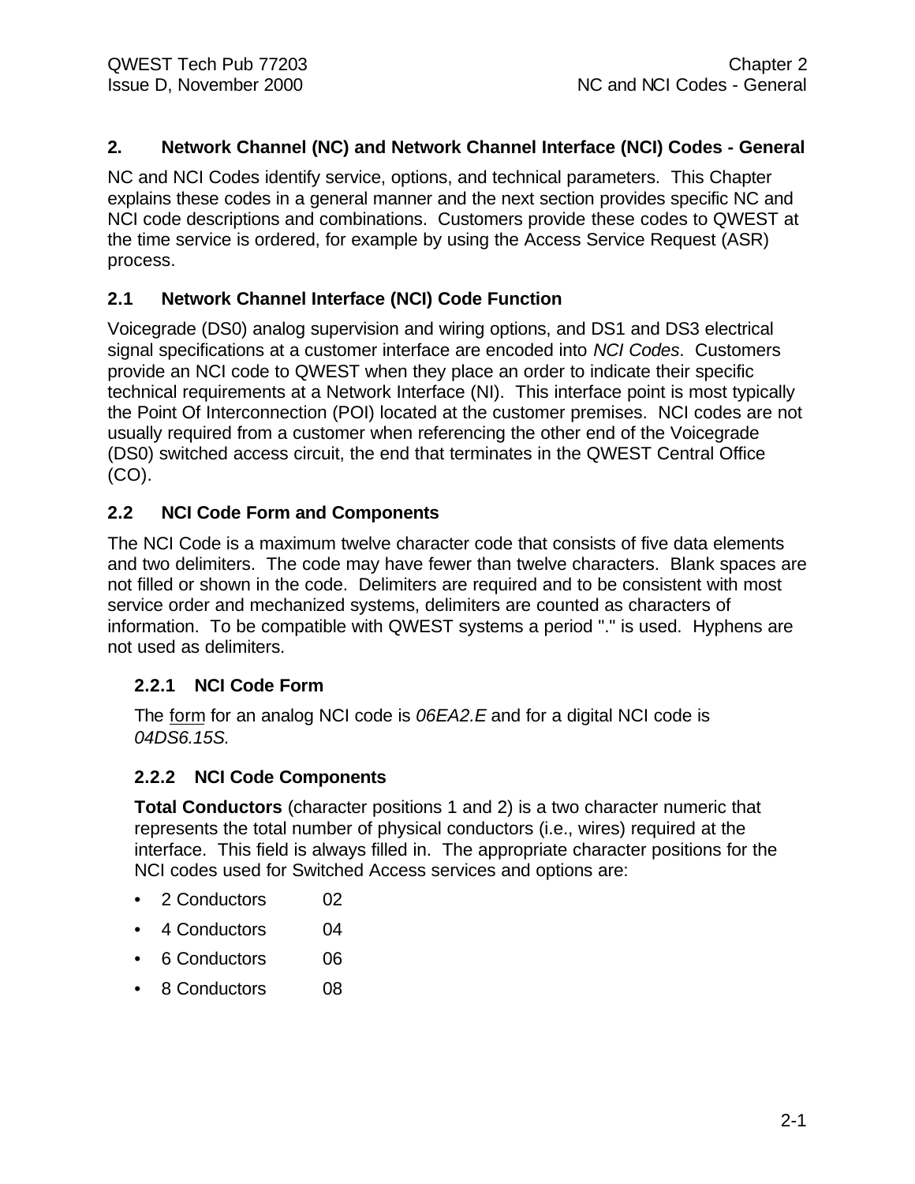## 2. Network Channel (NC) and Network Channel Interface (NCI) Codes - General

NC and NCI Codes identify service, options, and technical parameters. This Chapter explains these codes in a general manner and the next section provides specific NC and NCI code descriptions and combinations. Customers provide these codes to QWEST at the time service is ordered, for example by using the Access Service Request (ASR) process.

### 2.1 Network Channel Interface (NCI) Code Function

Voicegrade (DS0) analog supervision and wiring options, and DS1 and DS3 electrical signal specifications at a customer interface are encoded into *NCI Codes*. Customers provide an NCI code to QWEST when they place an order to indicate their specific technical requirements at a Network Interface (NI). This interface point is most typically the Point Of Interconnection (POI) located at the customer premises. NCI codes are not usually required from a customer when referencing the other end of the Voicegrade (DS0) switched access circuit, the end that terminates in the QWEST Central Office (CO).

### 2.2 NCI Code Form and Components

The NCI Code is a maximum twelve character code that consists of five data elements and two delimiters. The code may have fewer than twelve characters. Blank spaces are not filled or shown in the code. Delimiters are required and to be consistent with most service order and mechanized systems, delimiters are counted as characters of information. To be compatible with QWEST systems a period "." is used. Hyphens are not used as delimiters.

#### 2.2.1 NCI Code Form

The form for an analog NCI code is *06EA2.E* and for a digital NCI code is *04DS6.15S*.

#### 2.2.2 NCI Code Components

**Total Conductors** (character positions 1 and 2) is a two character numeric that represents the total number of physical conductors (i.e., wires) required at the interface. This field is always filled in. The appropriate character positions for the NCI codes used for Switched Access services and options are:

- 2 Conductors 02
- 4 Conductors 04
- 6 Conductors 06
- 8 Conductors 08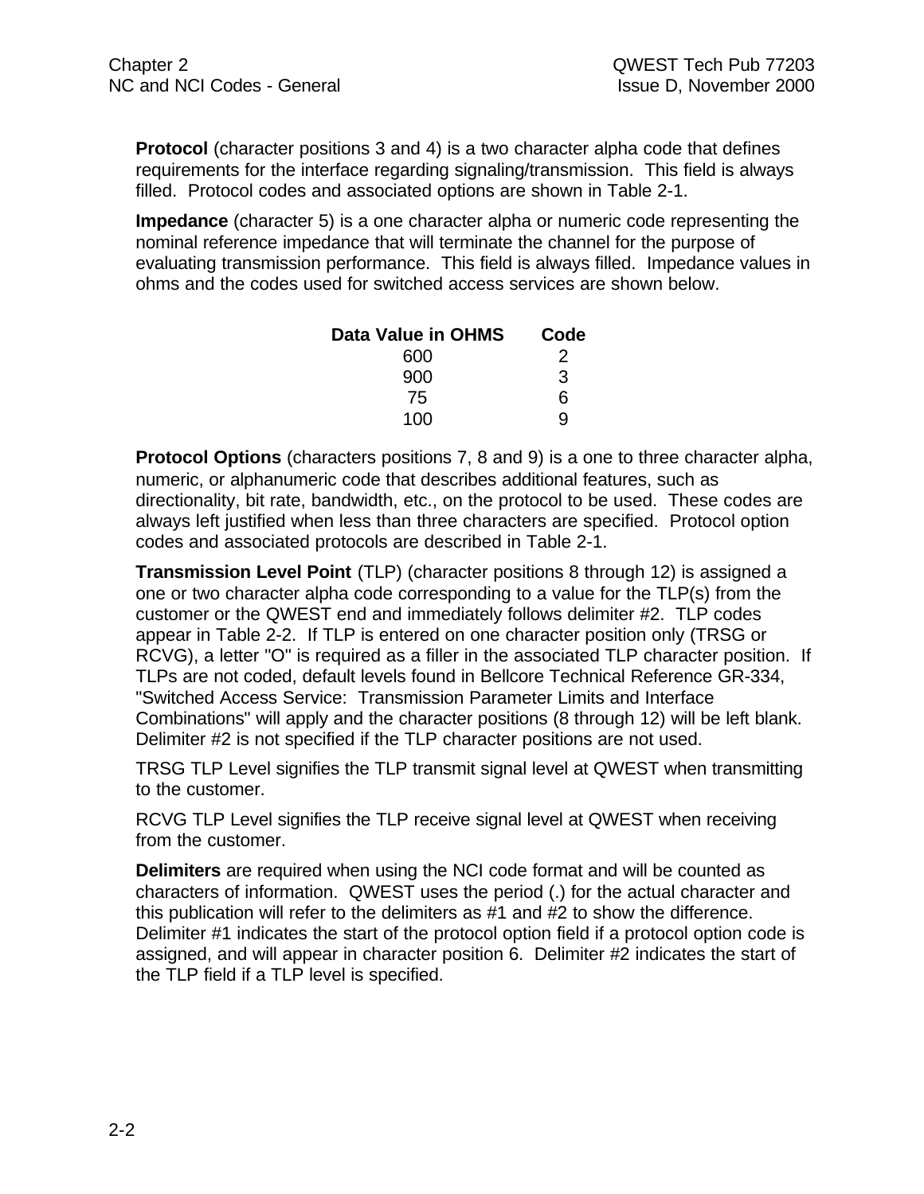**Protocol** (character positions 3 and 4) is a two character alpha code that defines requirements for the interface regarding signaling/transmission. This field is always filled. Protocol codes and associated options are shown in Table 2-1.

**Impedance** (character 5) is a one character alpha or numeric code representing the nominal reference impedance that will terminate the channel for the purpose of evaluating transmission performance. This field is always filled. Impedance values in ohms and the codes used for switched access services are shown below.

| Data Value in OHMS | Code |
|---|---|
| 600 | 2 |
| 900 | 3 |
| 75 | 6 |
| 100 | 9 |

**Protocol Options** (characters positions 7, 8 and 9) is a one to three character alpha, numeric, or alphanumeric code that describes additional features, such as directionality, bit rate, bandwidth, etc., on the protocol to be used. These codes are always left justified when less than three characters are specified. Protocol option codes and associated protocols are described in Table 2-1.

**Transmission Level Point** (TLP) (character positions 8 through 12) is assigned a one or two character alpha code corresponding to a value for the TLP(s) from the customer or the QWEST end and immediately follows delimiter #2. TLP codes appear in Table 2-2. If TLP is entered on one character position only (TRSG or RCVG), a letter "O" is required as a filler in the associated TLP character position. If TLPs are not coded, default levels found in Bellcore Technical Reference GR-334, "Switched Access Service: Transmission Parameter Limits and Interface Combinations" will apply and the character positions (8 through 12) will be left blank. Delimiter #2 is not specified if the TLP character positions are not used.

TRSG TLP Level signifies the TLP transmit signal level at QWEST when transmitting to the customer.

RCVG TLP Level signifies the TLP receive signal level at QWEST when receiving from the customer.

**Delimiters** are required when using the NCI code format and will be counted as characters of information. QWEST uses the period (.) for the actual character and this publication will refer to the delimiters as #1 and #2 to show the difference. Delimiter #1 indicates the start of the protocol option field if a protocol option code is assigned, and will appear in character position 6. Delimiter #2 indicates the start of the TLP field if a TLP level is specified.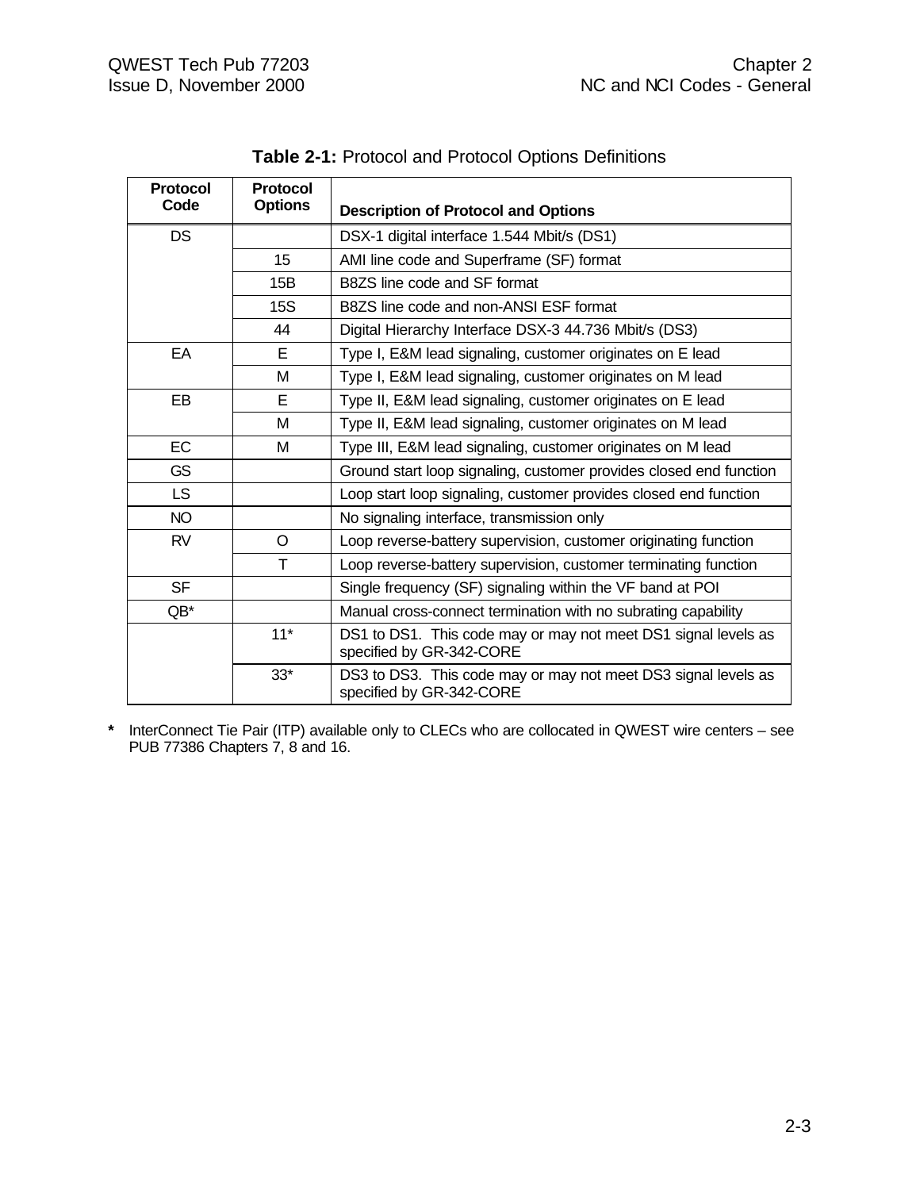**Table 2-1:** Protocol and Protocol Options Definitions

| Protocol Code | Protocol Options | Description of Protocol and Options |
|---|---|---|
| DS | | DSX-1 digital interface 1.544 Mbit/s (DS1) |
| | 15 | AMI line code and Superframe (SF) format |
| | 15B | B8ZS line code and SF format |
| | 15S | B8ZS line code and non-ANSI ESF format |
| | 44 | Digital Hierarchy Interface DSX-3 44.736 Mbit/s (DS3) |
| EA | E | Type I, E&M lead signaling, customer originates on E lead |
| | M | Type I, E&M lead signaling, customer originates on M lead |
| EB | E | Type II, E&M lead signaling, customer originates on E lead |
| | M | Type II, E&M lead signaling, customer originates on M lead |
| EC | M | Type III, E&M lead signaling, customer originates on M lead |
| GS | | Ground start loop signaling, customer provides closed end function |
| LS | | Loop start loop signaling, customer provides closed end function |
| NO | | No signaling interface, transmission only |
| RV | O | Loop reverse-battery supervision, customer originating function |
| | T | Loop reverse-battery supervision, customer terminating function |
| SF | | Single frequency (SF) signaling within the VF band at POI |
| QB* | | Manual cross-connect termination with no subrating capability |
| | 11* | DS1 to DS1. This code may or may not meet DS1 signal levels as specified by GR-342-CORE |
| | 33* | DS3 to DS3. This code may or may not meet DS3 signal levels as specified by GR-342-CORE |

**\*** InterConnect Tie Pair (ITP) available only to CLECs who are collocated in QWEST wire centers – see PUB 77386 Chapters 7, 8 and 16.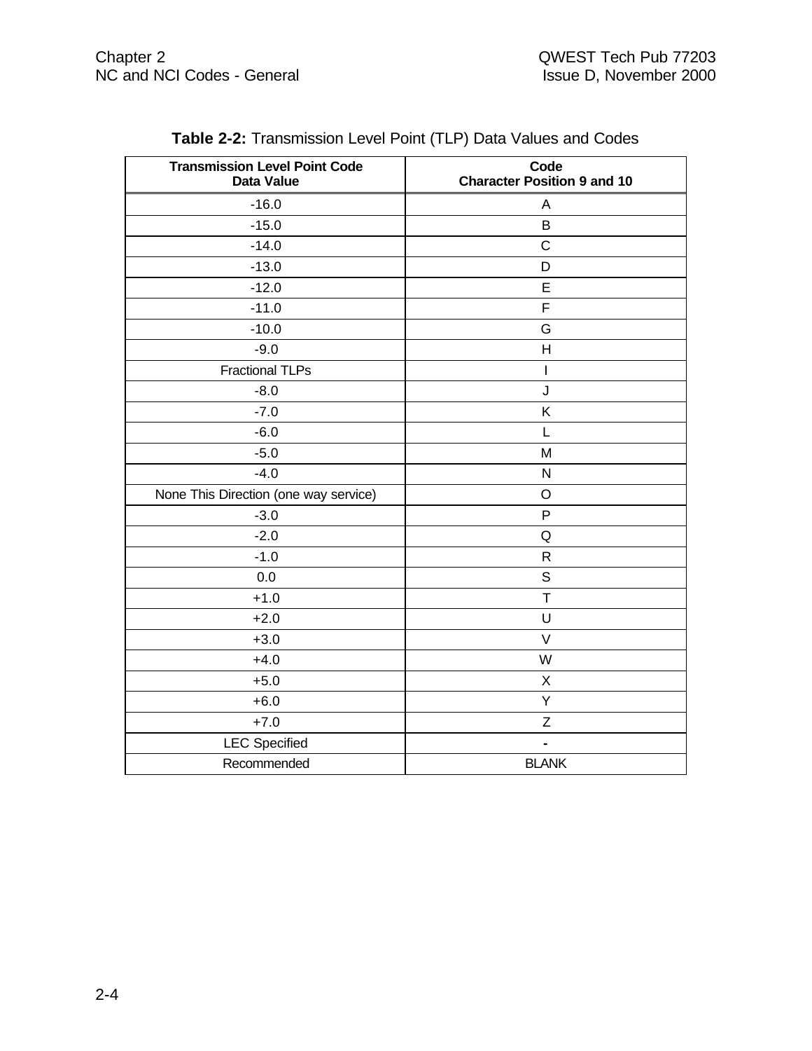**Table 2-2:** Transmission Level Point (TLP) Data Values and Codes

| Transmission Level Point Code Data Value | Code Character Position 9 and 10 |
|---|---|
| -16.0 | A |
| -15.0 | B |
| -14.0 | C |
| -13.0 | D |
| -12.0 | E |
| -11.0 | F |
| -10.0 | G |
| -9.0 | H |
| Fractional TLPs | I |
| -8.0 | J |
| -7.0 | K |
| -6.0 | L |
| -5.0 | M |
| -4.0 | N |
| None This Direction (one way service) | O |
| -3.0 | P |
| -2.0 | Q |
| -1.0 | R |
| 0.0 | S |
| +1.0 | T |
| +2.0 | U |
| +3.0 | V |
| +4.0 | W |
| +5.0 | X |
| +6.0 | Y |
| +7.0 | Z |
| LEC Specified | - |
| Recommended | BLANK |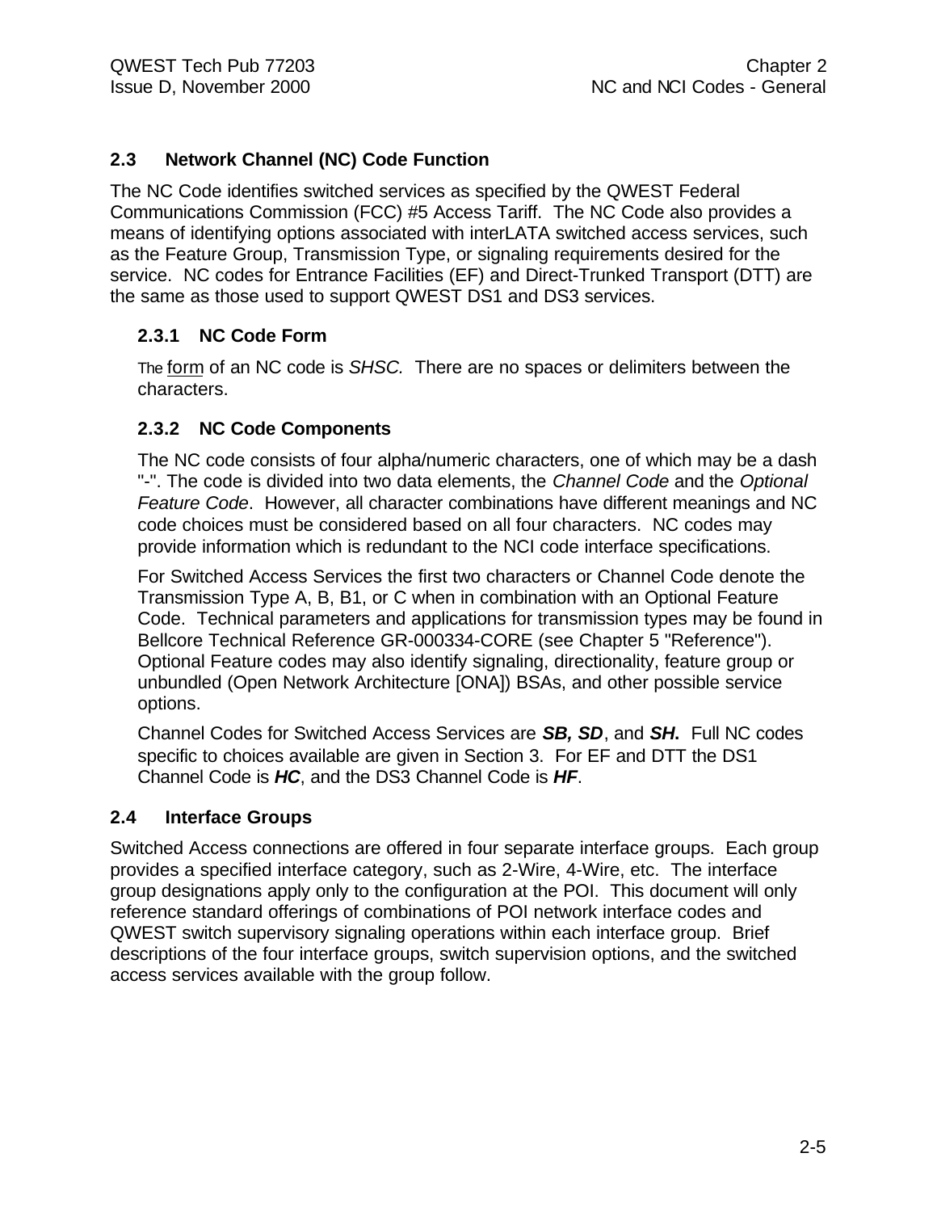## 2.3 Network Channel (NC) Code Function

The NC Code identifies switched services as specified by the QWEST Federal Communications Commission (FCC) #5 Access Tariff. The NC Code also provides a means of identifying options associated with interLATA switched access services, such as the Feature Group, Transmission Type, or signaling requirements desired for the service. NC codes for Entrance Facilities (EF) and Direct-Trunked Transport (DTT) are the same as those used to support QWEST DS1 and DS3 services.

### 2.3.1 NC Code Form

The form of an NC code is *SHSC.* There are no spaces or delimiters between the characters.

### 2.3.2 NC Code Components

The NC code consists of four alpha/numeric characters, one of which may be a dash "-". The code is divided into two data elements, the *Channel Code* and the *Optional Feature Code*. However, all character combinations have different meanings and NC code choices must be considered based on all four characters. NC codes may provide information which is redundant to the NCI code interface specifications.

For Switched Access Services the first two characters or Channel Code denote the Transmission Type A, B, B1, or C when in combination with an Optional Feature Code. Technical parameters and applications for transmission types may be found in Bellcore Technical Reference GR-000334-CORE (see Chapter 5 "Reference"). Optional Feature codes may also identify signaling, directionality, feature group or unbundled (Open Network Architecture [ONA]) BSAs, and other possible service options.

Channel Codes for Switched Access Services are ***SB, SD***, and ***SH***. Full NC codes specific to choices available are given in Section 3. For EF and DTT the DS1 Channel Code is ***HC***, and the DS3 Channel Code is ***HF***.

## 2.4 Interface Groups

Switched Access connections are offered in four separate interface groups. Each group provides a specified interface category, such as 2-Wire, 4-Wire, etc. The interface group designations apply only to the configuration at the POI. This document will only reference standard offerings of combinations of POI network interface codes and QWEST switch supervisory signaling operations within each interface group. Brief descriptions of the four interface groups, switch supervision options, and the switched access services available with the group follow.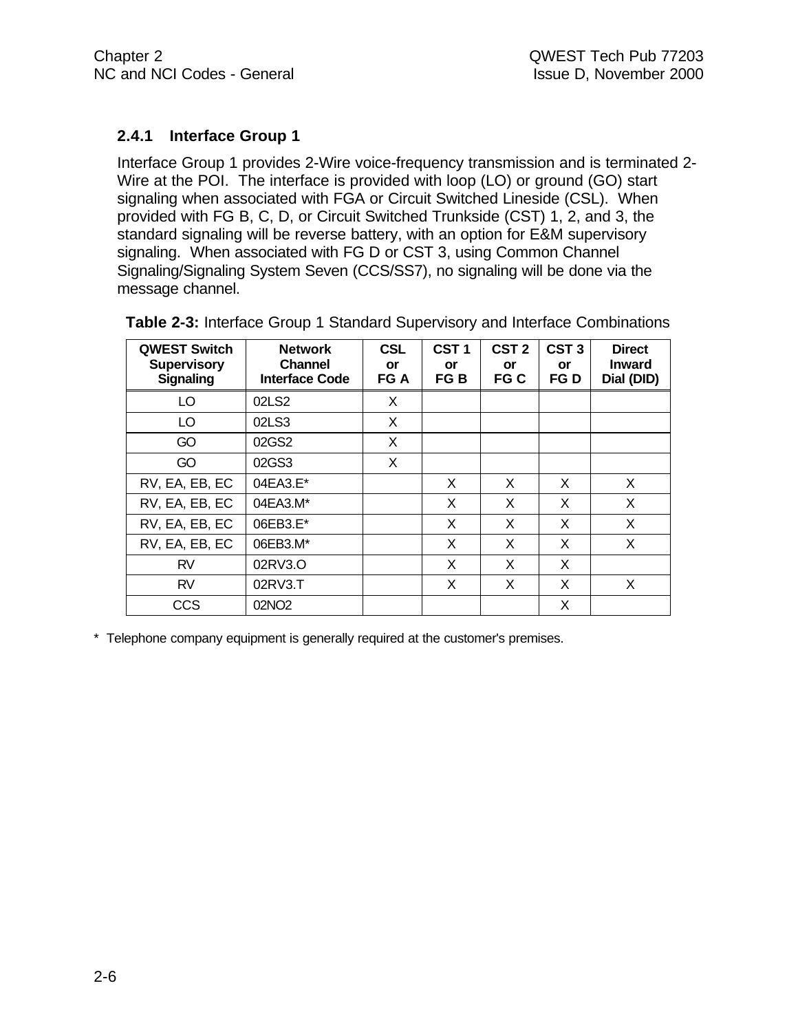### 2.4.1 Interface Group 1

Interface Group 1 provides 2-Wire voice-frequency transmission and is terminated 2-Wire at the POI. The interface is provided with loop (LO) or ground (GO) start signaling when associated with FGA or Circuit Switched Lineside (CSL). When provided with FG B, C, D, or Circuit Switched Trunkside (CST) 1, 2, and 3, the standard signaling will be reverse battery, with an option for E&M supervisory signaling. When associated with FG D or CST 3, using Common Channel Signaling/Signaling System Seven (CCS/SS7), no signaling will be done via the message channel.

**Table 2-3:** Interface Group 1 Standard Supervisory and Interface Combinations

| QWEST Switch Supervisory Signaling | Network Channel Interface Code | CSL or FG A | CST 1 or FG B | CST 2 or FG C | CST 3 or FG D | Direct Inward Dial (DID) |
|---|---|---|---|---|---|---|
| LO | 02LS2 | X | | | | |
| LO | 02LS3 | X | | | | |
| GO | 02GS2 | X | | | | |
| GO | 02GS3 | X | | | | |
| RV, EA, EB, EC | 04EA3.E* | | X | X | X | X |
| RV, EA, EB, EC | 04EA3.M* | | X | X | X | X |
| RV, EA, EB, EC | 06EB3.E* | | X | X | X | X |
| RV, EA, EB, EC | 06EB3.M* | | X | X | X | X |
| RV | 02RV3.O | | X | X | X | |
| RV | 02RV3.T | | X | X | X | X |
| CCS | 02NO2 | | | | X | |

\* Telephone company equipment is generally required at the customer's premises.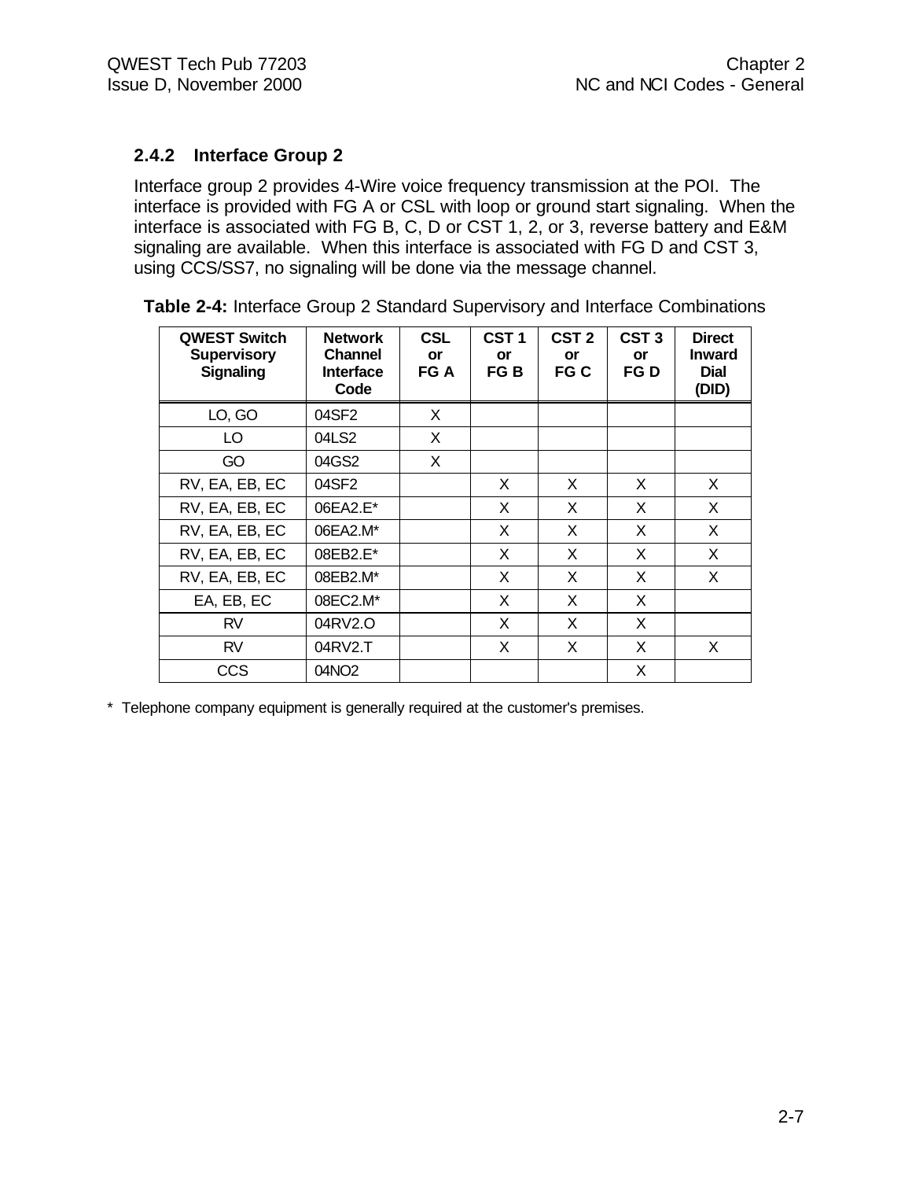### 2.4.2 Interface Group 2

Interface group 2 provides 4-Wire voice frequency transmission at the POI. The interface is provided with FG A or CSL with loop or ground start signaling. When the interface is associated with FG B, C, D or CST 1, 2, or 3, reverse battery and E&M signaling are available. When this interface is associated with FG D and CST 3, using CCS/SS7, no signaling will be done via the message channel.

**Table 2-4:** Interface Group 2 Standard Supervisory and Interface Combinations

| QWEST Switch Supervisory Signaling | Network Channel Interface Code | CSL or FG A | CST 1 or FG B | CST 2 or FG C | CST 3 or FG D | Direct Inward Dial (DID) |
|---|---|---|---|---|---|---|
| LO, GO | 04SF2 | X | | | | |
| LO | 04LS2 | X | | | | |
| GO | 04GS2 | X | | | | |
| RV, EA, EB, EC | 04SF2 | | X | X | X | X |
| RV, EA, EB, EC | 06EA2.E* | | X | X | X | X |
| RV, EA, EB, EC | 06EA2.M* | | X | X | X | X |
| RV, EA, EB, EC | 08EB2.E* | | X | X | X | X |
| RV, EA, EB, EC | 08EB2.M* | | X | X | X | X |
| EA, EB, EC | 08EC2.M* | | X | X | X | |
| RV | 04RV2.O | | X | X | X | |
| RV | 04RV2.T | | X | X | X | X |
| CCS | 04NO2 | | | | X | |

\* Telephone company equipment is generally required at the customer's premises.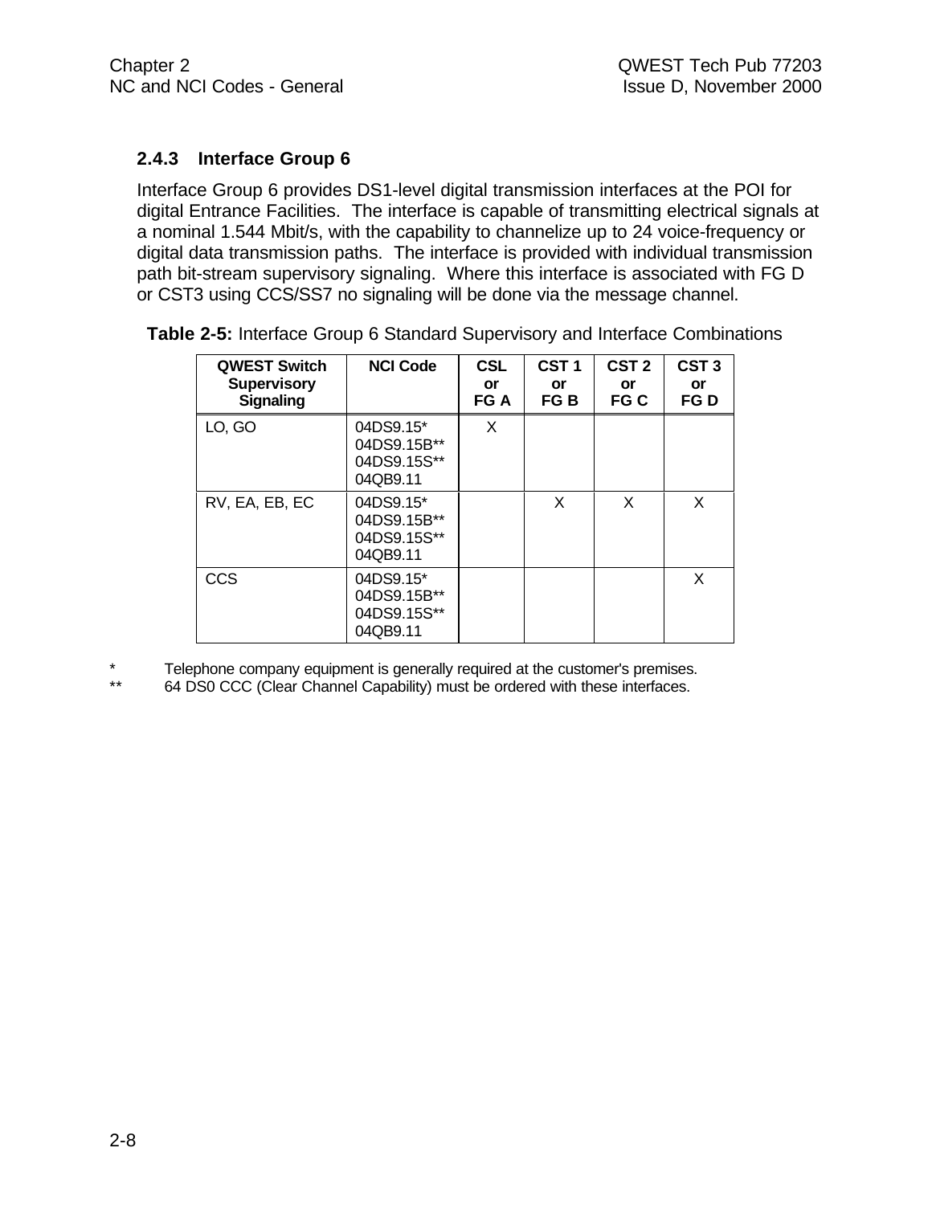### 2.4.3 Interface Group 6

Interface Group 6 provides DS1-level digital transmission interfaces at the POI for digital Entrance Facilities. The interface is capable of transmitting electrical signals at a nominal 1.544 Mbit/s, with the capability to channelize up to 24 voice-frequency or digital data transmission paths. The interface is provided with individual transmission path bit-stream supervisory signaling. Where this interface is associated with FG D or CST3 using CCS/SS7 no signaling will be done via the message channel.

**Table 2-5:** Interface Group 6 Standard Supervisory and Interface Combinations

| QWEST Switch Supervisory Signaling | NCI Code | CSL or FG A | CST 1 or FG B | CST 2 or FG C | CST 3 or FG D |
|---|---|---|---|---|---|
| LO, GO | 04DS9.15*<br>04DS9.15B**<br>04DS9.15S**<br>04QB9.11 | X | | | |
| RV, EA, EB, EC | 04DS9.15*<br>04DS9.15B**<br>04DS9.15S**<br>04QB9.11 | | X | X | X |
| CCS | 04DS9.15*<br>04DS9.15B**<br>04DS9.15S**<br>04QB9.11 | | | | X |

\* Telephone company equipment is generally required at the customer's premises.

\** 64 DS0 CCC (Clear Channel Capability) must be ordered with these interfaces.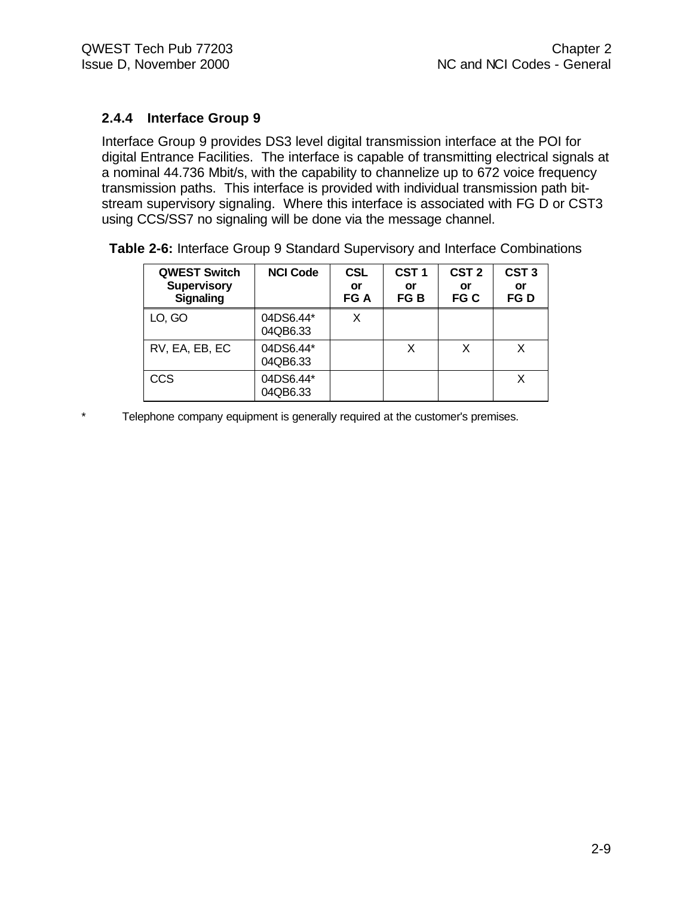### 2.4.4 Interface Group 9

Interface Group 9 provides DS3 level digital transmission interface at the POI for digital Entrance Facilities. The interface is capable of transmitting electrical signals at a nominal 44.736 Mbit/s, with the capability to channelize up to 672 voice frequency transmission paths. This interface is provided with individual transmission path bit-stream supervisory signaling. Where this interface is associated with FG D or CST3 using CCS/SS7 no signaling will be done via the message channel.

**Table 2-6:** Interface Group 9 Standard Supervisory and Interface Combinations

| QWEST Switch Supervisory Signaling | NCI Code | CSL or FG A | CST 1 or FG B | CST 2 or FG C | CST 3 or FG D |
|---|---|---|---|---|---|
| LO, GO | 04DS6.44*<br>04QB6.33 | X | | | |
| RV, EA, EB, EC | 04DS6.44*<br>04QB6.33 | | X | X | X |
| CCS | 04DS6.44*<br>04QB6.33 | | | | X |

\* Telephone company equipment is generally required at the customer's premises.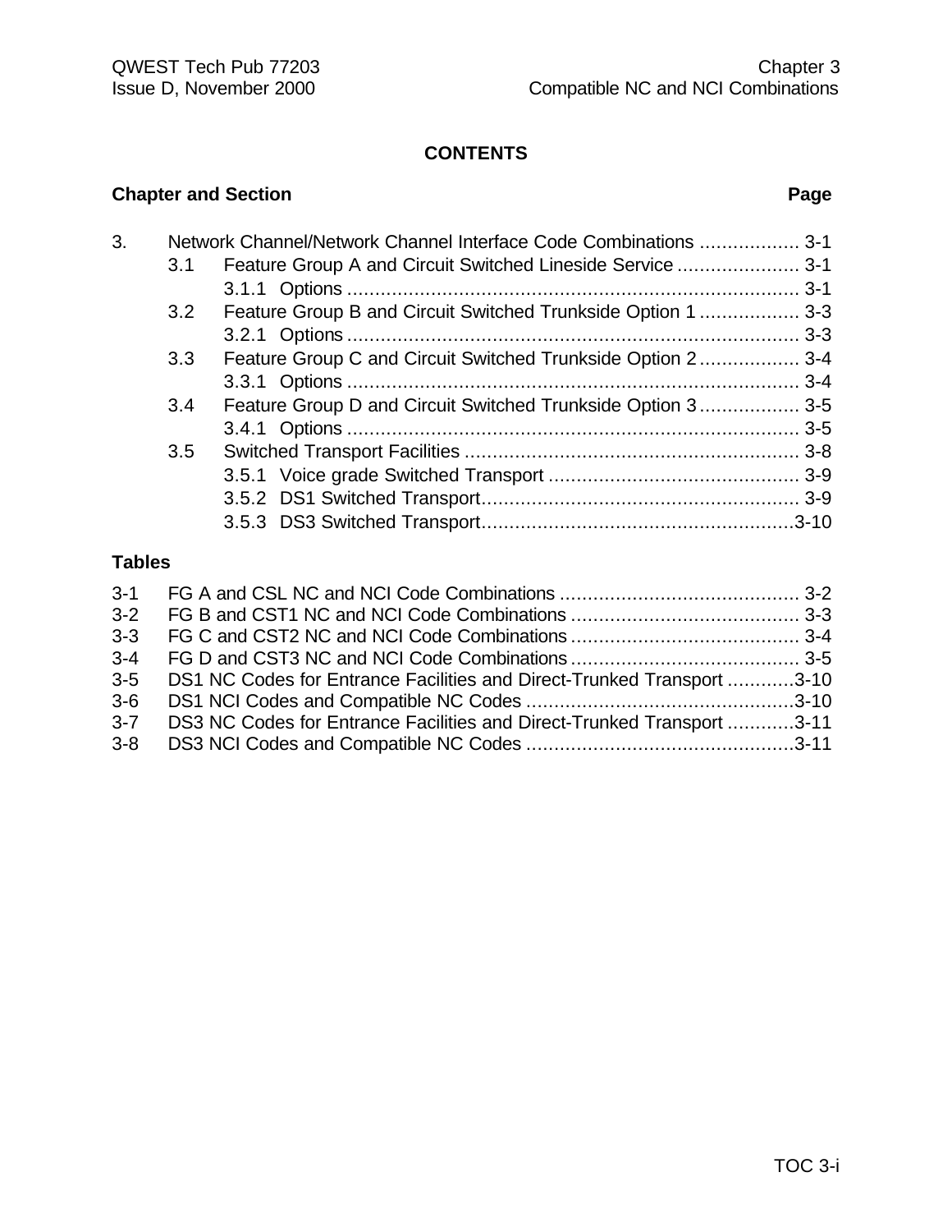**CONTENTS**

**Chapter and Section** **Page**

3. Network Channel/Network Channel Interface Code Combinations .................. 3-1
   - 3.1 Feature Group A and Circuit Switched Lineside Service ...................... 3-1
     - 3.1.1 Options ................................................................................ 3-1
   - 3.2 Feature Group B and Circuit Switched Trunkside Option 1 .................. 3-3
     - 3.2.1 Options ................................................................................ 3-3
   - 3.3 Feature Group C and Circuit Switched Trunkside Option 2 .................. 3-4
     - 3.3.1 Options ................................................................................ 3-4
   - 3.4 Feature Group D and Circuit Switched Trunkside Option 3 .................. 3-5
     - 3.4.1 Options ................................................................................ 3-5
   - 3.5 Switched Transport Facilities ............................................................ 3-8
     - 3.5.1 Voice grade Switched Transport ............................................. 3-9
     - 3.5.2 DS1 Switched Transport......................................................... 3-9
     - 3.5.3 DS3 Switched Transport........................................................3-10

**Tables**

- 3-1 FG A and CSL NC and NCI Code Combinations ........................................... 3-2
- 3-2 FG B and CST1 NC and NCI Code Combinations ......................................... 3-3
- 3-3 FG C and CST2 NC and NCI Code Combinations ......................................... 3-4
- 3-4 FG D and CST3 NC and NCI Code Combinations ......................................... 3-5
- 3-5 DS1 NC Codes for Entrance Facilities and Direct-Trunked Transport ............3-10
- 3-6 DS1 NCI Codes and Compatible NC Codes ................................................3-10
- 3-7 DS3 NC Codes for Entrance Facilities and Direct-Trunked Transport ............3-11
- 3-8 DS3 NCI Codes and Compatible NC Codes ................................................3-11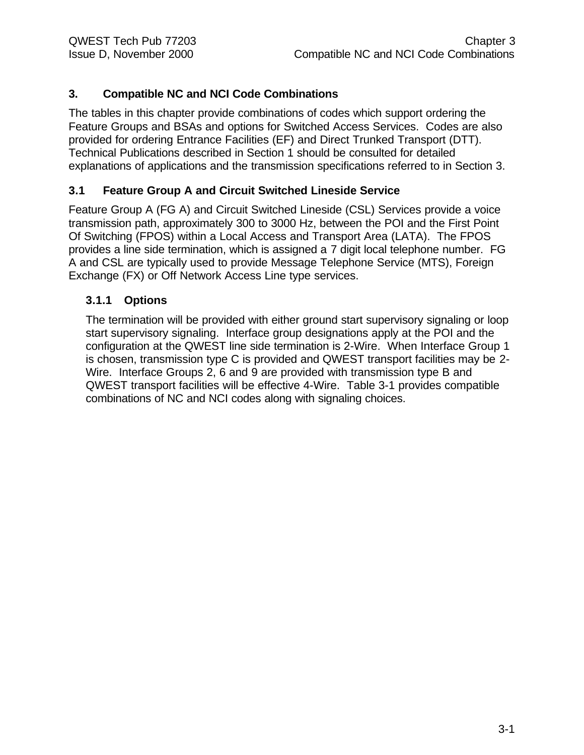# 3. Compatible NC and NCI Code Combinations

The tables in this chapter provide combinations of codes which support ordering the Feature Groups and BSAs and options for Switched Access Services. Codes are also provided for ordering Entrance Facilities (EF) and Direct Trunked Transport (DTT). Technical Publications described in Section 1 should be consulted for detailed explanations of applications and the transmission specifications referred to in Section 3.

## 3.1 Feature Group A and Circuit Switched Lineside Service

Feature Group A (FG A) and Circuit Switched Lineside (CSL) Services provide a voice transmission path, approximately 300 to 3000 Hz, between the POI and the First Point Of Switching (FPOS) within a Local Access and Transport Area (LATA). The FPOS provides a line side termination, which is assigned a 7 digit local telephone number. FG A and CSL are typically used to provide Message Telephone Service (MTS), Foreign Exchange (FX) or Off Network Access Line type services.

### 3.1.1 Options

The termination will be provided with either ground start supervisory signaling or loop start supervisory signaling. Interface group designations apply at the POI and the configuration at the QWEST line side termination is 2-Wire. When Interface Group 1 is chosen, transmission type C is provided and QWEST transport facilities may be 2-Wire. Interface Groups 2, 6 and 9 are provided with transmission type B and QWEST transport facilities will be effective 4-Wire. Table 3-1 provides compatible combinations of NC and NCI codes along with signaling choices.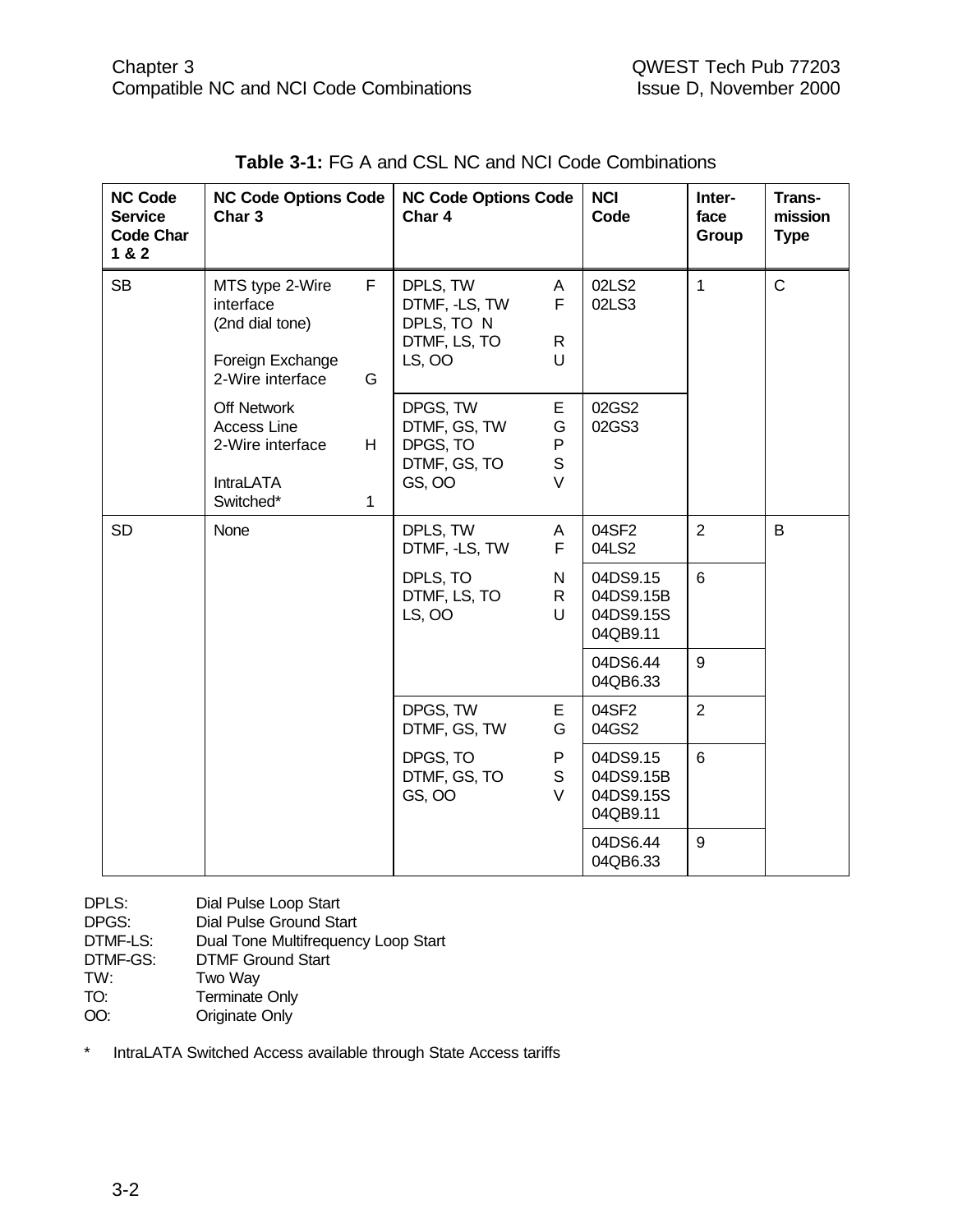**Table 3-1:** FG A and CSL NC and NCI Code Combinations

| NC Code Service Code Char 1 & 2 | NC Code Options Code Char 3 | NC Code Options Code Char 4 | NCI Code | Inter-face Group | Trans-mission Type |
|---|---|---|---|---|---|
| SB | MTS type 2-Wire interface (2nd dial tone) F<br>Foreign Exchange 2-Wire interface G | DPLS, TW A<br>DTMF, -LS, TW F<br>DPLS, TO N<br>DTMF, LS, TO R<br>LS, OO U | 02LS2<br>02LS3 | 1 | C |
| | Off Network Access Line 2-Wire interface H<br>IntraLATA Switched* 1 | DPGS, TW E<br>DTMF, GS, TW G<br>DPGS, TO P<br>DTMF, GS, TO S<br>GS, OO V | 02GS2<br>02GS3 | | |
| SD | None | DPLS, TW A<br>DTMF, -LS, TW F | 04SF2<br>04LS2 | 2 | B |
| | | DPLS, TO N<br>DTMF, LS, TO R<br>LS, OO U | 04DS9.15<br>04DS9.15B<br>04DS9.15S<br>04QB9.11 | 6 | |
| | | | 04DS6.44<br>04QB6.33 | 9 | |
| | | DPGS, TW E<br>DTMF, GS, TW G | 04SF2<br>04GS2 | 2 | |
| | | DPGS, TO P<br>DTMF, GS, TO S<br>GS, OO V | 04DS9.15<br>04DS9.15B<br>04DS9.15S<br>04QB9.11 | 6 | |
| | | | 04DS6.44<br>04QB6.33 | 9 | |

DPLS: Dial Pulse Loop Start
DPGS: Dial Pulse Ground Start
DTMF-LS: Dual Tone Multifrequency Loop Start
DTMF-GS: DTMF Ground Start
TW: Two Way
TO: Terminate Only
OO: Originate Only

\* IntraLATA Switched Access available through State Access tariffs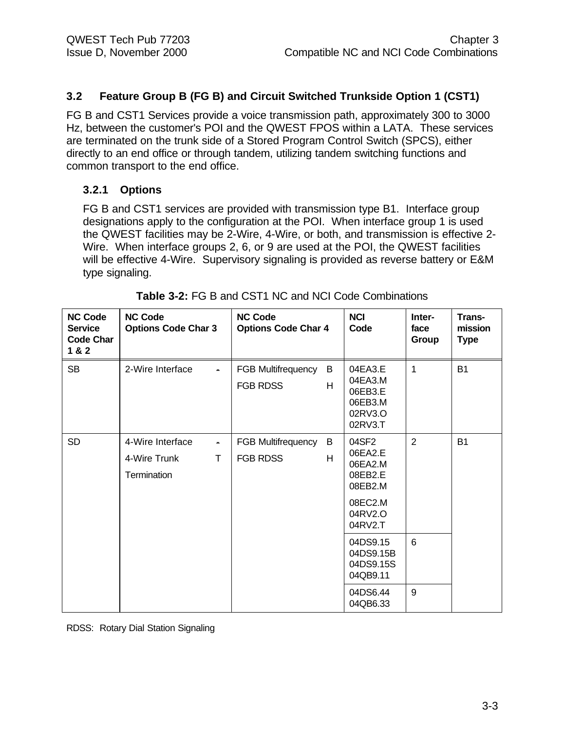## 3.2 Feature Group B (FG B) and Circuit Switched Trunkside Option 1 (CST1)

FG B and CST1 Services provide a voice transmission path, approximately 300 to 3000 Hz, between the customer's POI and the QWEST FPOS within a LATA. These services are terminated on the trunk side of a Stored Program Control Switch (SPCS), either directly to an end office or through tandem, utilizing tandem switching functions and common transport to the end office.

### 3.2.1 Options

FG B and CST1 services are provided with transmission type B1. Interface group designations apply to the configuration at the POI. When interface group 1 is used the QWEST facilities may be 2-Wire, 4-Wire, or both, and transmission is effective 2-Wire. When interface groups 2, 6, or 9 are used at the POI, the QWEST facilities will be effective 4-Wire. Supervisory signaling is provided as reverse battery or E&M type signaling.

**Table 3-2:** FG B and CST1 NC and NCI Code Combinations

| NC Code Service Code Char 1 & 2 | NC Code Options Code Char 3 | NC Code Options Code Char 4 | NCI Code | Inter-face Group | Trans-mission Type |
|---|---|---|---|---|---|
| SB | 2-Wire Interface - | FGB Multifrequency B<br>FGB RDSS H | 04EA3.E<br>04EA3.M<br>06EB3.E<br>06EB3.M<br>02RV3.O<br>02RV3.T | 1 | B1 |
| SD | 4-Wire Interface -<br>4-Wire Trunk Termination T | FGB Multifrequency B<br>FGB RDSS H | 04SF2<br>06EA2.E<br>06EA2.M<br>08EB2.E<br>08EB2.M<br>08EC2.M<br>04RV2.O<br>04RV2.T | 2 | B1 |
| | | | 04DS9.15<br>04DS9.15B<br>04DS9.15S<br>04QB9.11 | 6 | |
| | | | 04DS6.44<br>04QB6.33 | 9 | |

RDSS: Rotary Dial Station Signaling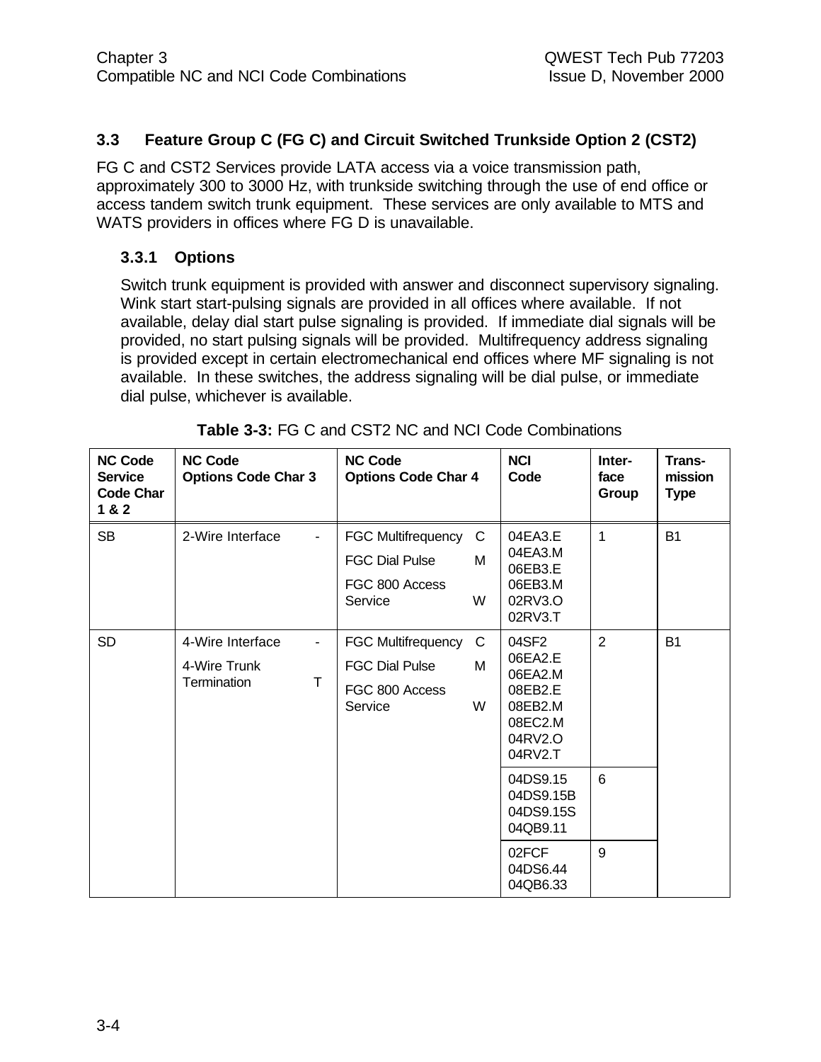### 3.3 Feature Group C (FG C) and Circuit Switched Trunkside Option 2 (CST2)

FG C and CST2 Services provide LATA access via a voice transmission path, approximately 300 to 3000 Hz, with trunkside switching through the use of end office or access tandem switch trunk equipment. These services are only available to MTS and WATS providers in offices where FG D is unavailable.

#### 3.3.1 Options

Switch trunk equipment is provided with answer and disconnect supervisory signaling. Wink start start-pulsing signals are provided in all offices where available. If not available, delay dial start pulse signaling is provided. If immediate dial signals will be provided, no start pulsing signals will be provided. Multifrequency address signaling is provided except in certain electromechanical end offices where MF signaling is not available. In these switches, the address signaling will be dial pulse, or immediate dial pulse, whichever is available.

**Table 3-3:** FG C and CST2 NC and NCI Code Combinations

| NC Code Service Code Char 1 & 2 | NC Code Options Code Char 3 | NC Code Options Code Char 4 | NCI Code | Interface Group | Transmission Type |
|---|---|---|---|---|---|
| SB | 2-Wire Interface - | FGC Multifrequency C<br>FGC Dial Pulse M<br>FGC 800 Access Service W | 04EA3.E<br>04EA3.M<br>06EB3.E<br>06EB3.M<br>02RV3.O<br>02RV3.T | 1 | B1 |
| SD | 4-Wire Interface -<br>4-Wire Trunk Termination T | FGC Multifrequency C<br>FGC Dial Pulse M<br>FGC 800 Access Service W | 04SF2<br>06EA2.E<br>06EA2.M<br>08EB2.E<br>08EB2.M<br>08EC2.M<br>04RV2.O<br>04RV2.T | 2 | B1 |
| | | | 04DS9.15<br>04DS9.15B<br>04DS9.15S<br>04QB9.11 | 6 | |
| | | | 02FCF<br>04DS6.44<br>04QB6.33 | 9 | |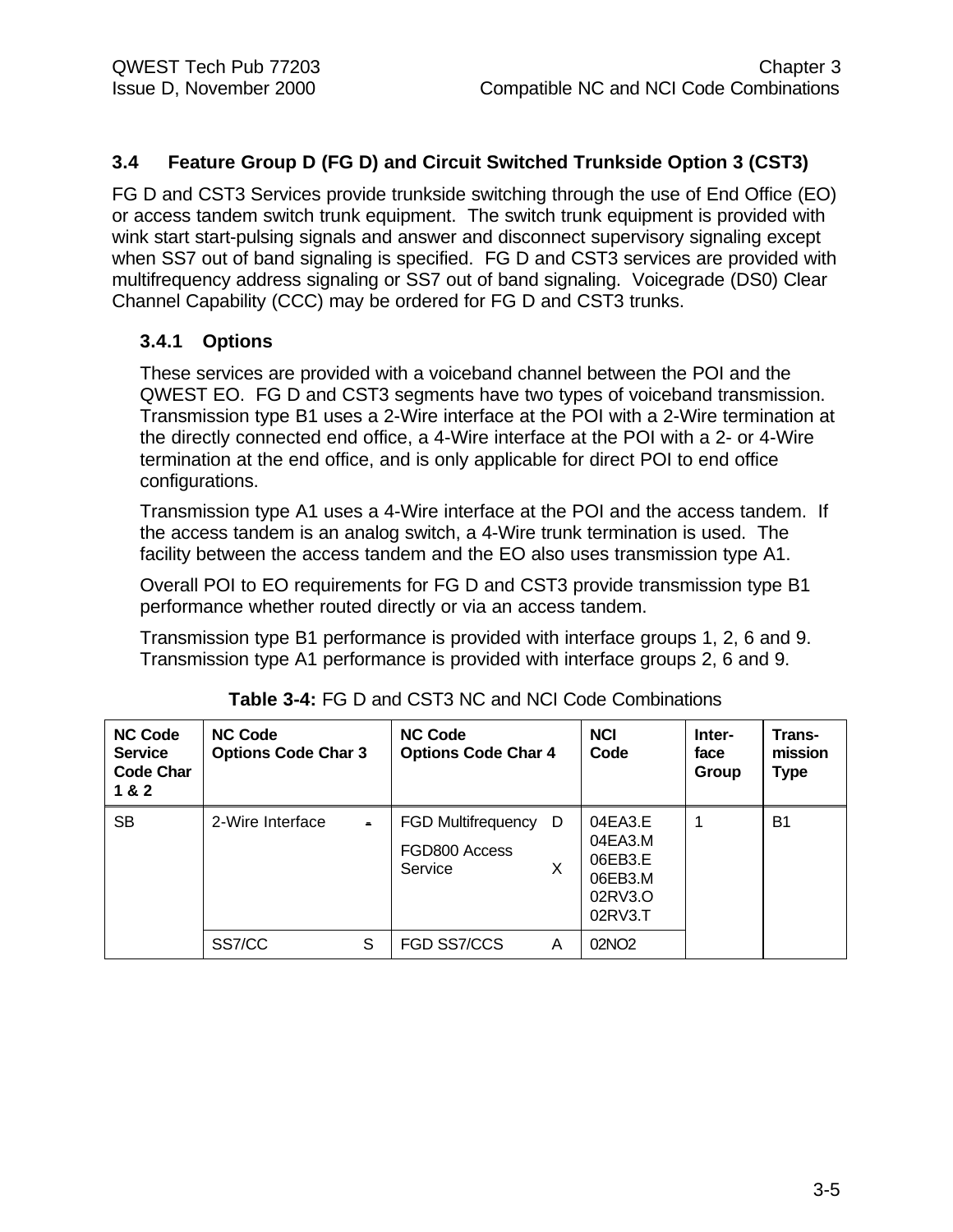### 3.4 Feature Group D (FG D) and Circuit Switched Trunkside Option 3 (CST3)

FG D and CST3 Services provide trunkside switching through the use of End Office (EO) or access tandem switch trunk equipment. The switch trunk equipment is provided with wink start start-pulsing signals and answer and disconnect supervisory signaling except when SS7 out of band signaling is specified. FG D and CST3 services are provided with multifrequency address signaling or SS7 out of band signaling. Voicegrade (DS0) Clear Channel Capability (CCC) may be ordered for FG D and CST3 trunks.

#### 3.4.1 Options

These services are provided with a voiceband channel between the POI and the QWEST EO. FG D and CST3 segments have two types of voiceband transmission. Transmission type B1 uses a 2-Wire interface at the POI with a 2-Wire termination at the directly connected end office, a 4-Wire interface at the POI with a 2- or 4-Wire termination at the end office, and is only applicable for direct POI to end office configurations.

Transmission type A1 uses a 4-Wire interface at the POI and the access tandem. If the access tandem is an analog switch, a 4-Wire trunk termination is used. The facility between the access tandem and the EO also uses transmission type A1.

Overall POI to EO requirements for FG D and CST3 provide transmission type B1 performance whether routed directly or via an access tandem.

Transmission type B1 performance is provided with interface groups 1, 2, 6 and 9. Transmission type A1 performance is provided with interface groups 2, 6 and 9.

**Table 3-4:** FG D and CST3 NC and NCI Code Combinations

| NC Code Service Code Char 1 & 2 | NC Code Options Code Char 3 | NC Code Options Code Char 4 | NCI Code | Inter-face Group | Trans-mission Type |
|---|---|---|---|---|---|
| SB | 2-Wire Interface - | FGD Multifrequency D<br>FGD800 Access Service X | 04EA3.E<br>04EA3.M<br>06EB3.E<br>06EB3.M<br>02RV3.O<br>02RV3.T | 1 | B1 |
| | SS7/CC S | FGD SS7/CCS A | 02NO2 | | |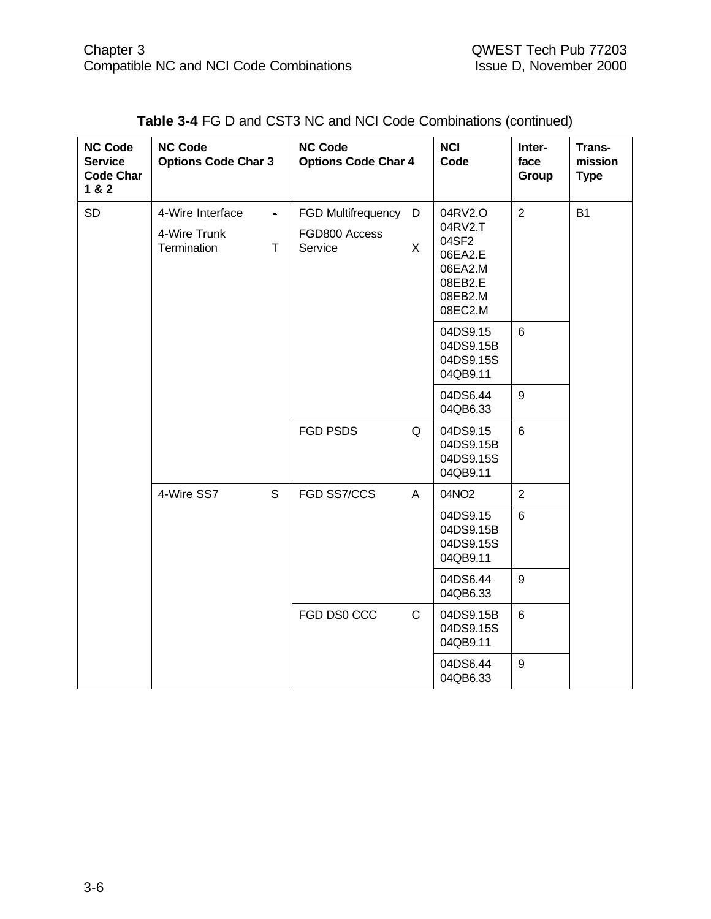**Table 3-4** FG D and CST3 NC and NCI Code Combinations (continued)

| NC Code Service Code Char 1 & 2 | NC Code Options Code Char 3 | NC Code Options Code Char 4 | NCI Code | Inter-face Group | Trans-mission Type |
|---|---|---|---|---|---|
| SD | 4-Wire Interface -<br>4-Wire Trunk Termination T | FGD Multifrequency D<br>FGD800 Access Service X | 04RV2.O<br>04RV2.T<br>04SF2<br>06EA2.E<br>06EA2.M<br>08EB2.E<br>08EB2.M<br>08EC2.M | 2 | B1 |
| | | | 04DS9.15<br>04DS9.15B<br>04DS9.15S<br>04QB9.11 | 6 | |
| | | | 04DS6.44<br>04QB6.33 | 9 | |
| | | FGD PSDS Q | 04DS9.15<br>04DS9.15B<br>04DS9.15S<br>04QB9.11 | 6 | |
| | 4-Wire SS7 S | FGD SS7/CCS A | 04NO2 | 2 | |
| | | | 04DS9.15<br>04DS9.15B<br>04DS9.15S<br>04QB9.11 | 6 | |
| | | | 04DS6.44<br>04QB6.33 | 9 | |
| | | FGD DS0 CCC C | 04DS9.15B<br>04DS9.15S<br>04QB9.11 | 6 | |
| | | | 04DS6.44<br>04QB6.33 | 9 | |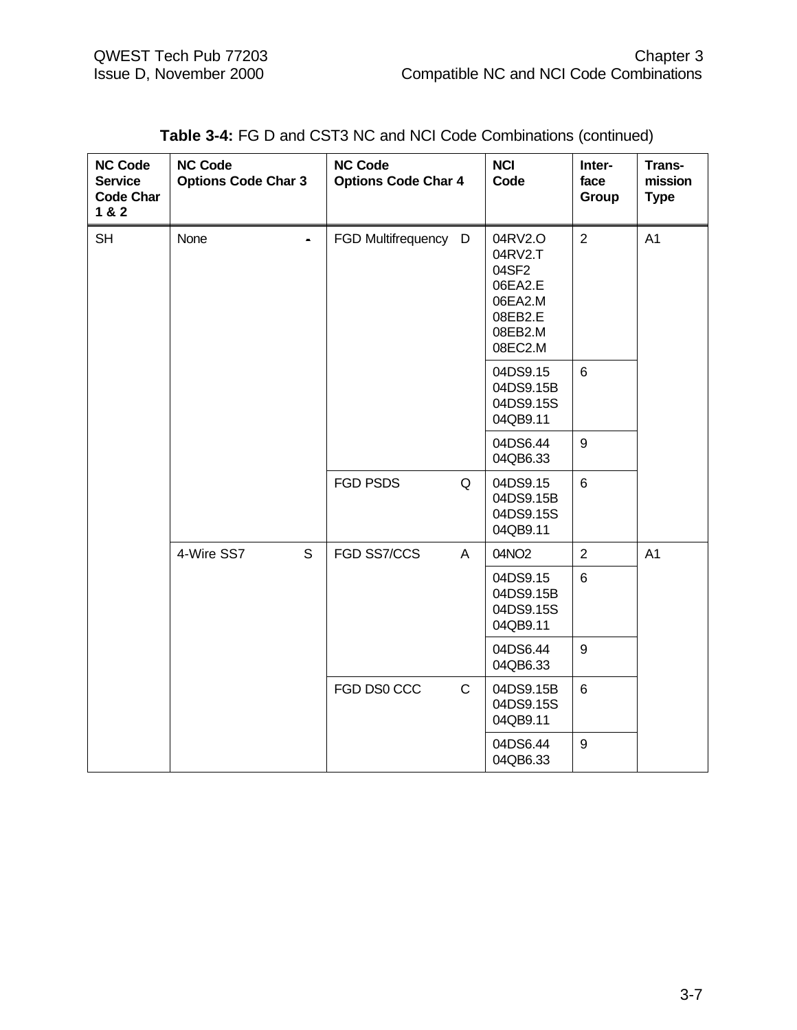**Table 3-4:** FG D and CST3 NC and NCI Code Combinations (continued)

| NC Code Service Code Char 1 & 2 | NC Code Options Code Char 3 | NC Code Options Code Char 4 | NCI Code | Inter-face Group | Trans-mission Type |
|---|---|---|---|---|---|
| SH | None - | FGD Multifrequency D | 04RV2.O<br>04RV2.T<br>04SF2<br>06EA2.E<br>06EA2.M<br>08EB2.E<br>08EB2.M<br>08EC2.M | 2 | A1 |
| | | | 04DS9.15<br>04DS9.15B<br>04DS9.15S<br>04QB9.11 | 6 | |
| | | | 04DS6.44<br>04QB6.33 | 9 | |
| | | FGD PSDS Q | 04DS9.15<br>04DS9.15B<br>04DS9.15S<br>04QB9.11 | 6 | |
| | 4-Wire SS7 S | FGD SS7/CCS A | 04NO2 | 2 | A1 |
| | | | 04DS9.15<br>04DS9.15B<br>04DS9.15S<br>04QB9.11 | 6 | |
| | | | 04DS6.44<br>04QB6.33 | 9 | |
| | | FGD DS0 CCC C | 04DS9.15B<br>04DS9.15S<br>04QB9.11 | 6 | |
| | | | 04DS6.44<br>04QB6.33 | 9 | |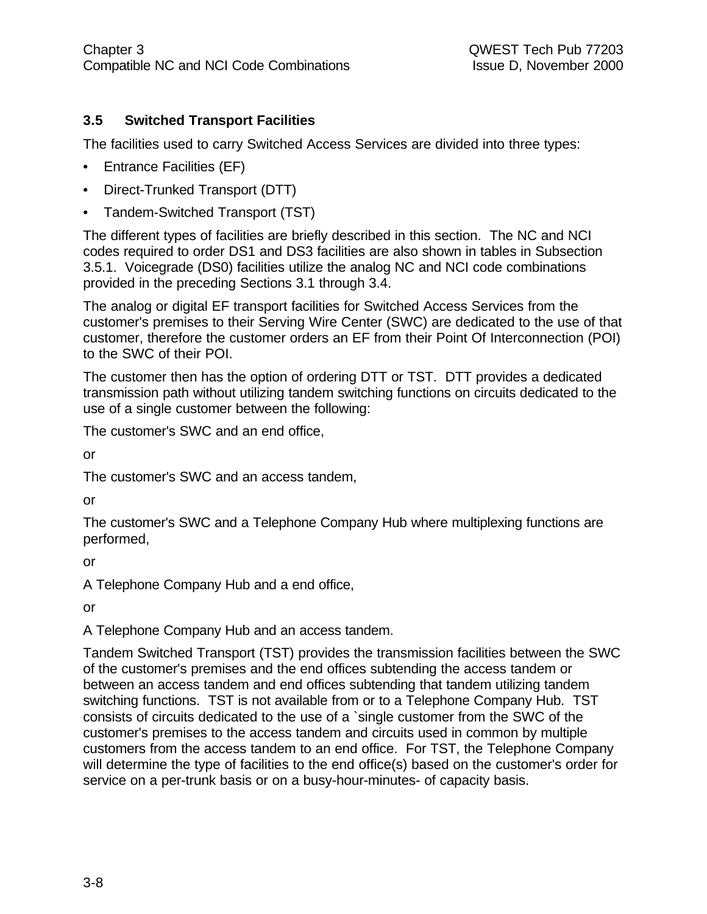### 3.5 Switched Transport Facilities

The facilities used to carry Switched Access Services are divided into three types:

- Entrance Facilities (EF)
- Direct-Trunked Transport (DTT)
- Tandem-Switched Transport (TST)

The different types of facilities are briefly described in this section. The NC and NCI codes required to order DS1 and DS3 facilities are also shown in tables in Subsection 3.5.1. Voicegrade (DS0) facilities utilize the analog NC and NCI code combinations provided in the preceding Sections 3.1 through 3.4.

The analog or digital EF transport facilities for Switched Access Services from the customer's premises to their Serving Wire Center (SWC) are dedicated to the use of that customer, therefore the customer orders an EF from their Point Of Interconnection (POI) to the SWC of their POI.

The customer then has the option of ordering DTT or TST. DTT provides a dedicated transmission path without utilizing tandem switching functions on circuits dedicated to the use of a single customer between the following:

The customer's SWC and an end office,

or

The customer's SWC and an access tandem,

or

The customer's SWC and a Telephone Company Hub where multiplexing functions are performed,

or

A Telephone Company Hub and a end office,

or

A Telephone Company Hub and an access tandem.

Tandem Switched Transport (TST) provides the transmission facilities between the SWC of the customer's premises and the end offices subtending the access tandem or between an access tandem and end offices subtending that tandem utilizing tandem switching functions. TST is not available from or to a Telephone Company Hub. TST consists of circuits dedicated to the use of a `single customer from the SWC of the customer's premises to the access tandem and circuits used in common by multiple customers from the access tandem to an end office. For TST, the Telephone Company will determine the type of facilities to the end office(s) based on the customer's order for service on a per-trunk basis or on a busy-hour-minutes- of capacity basis.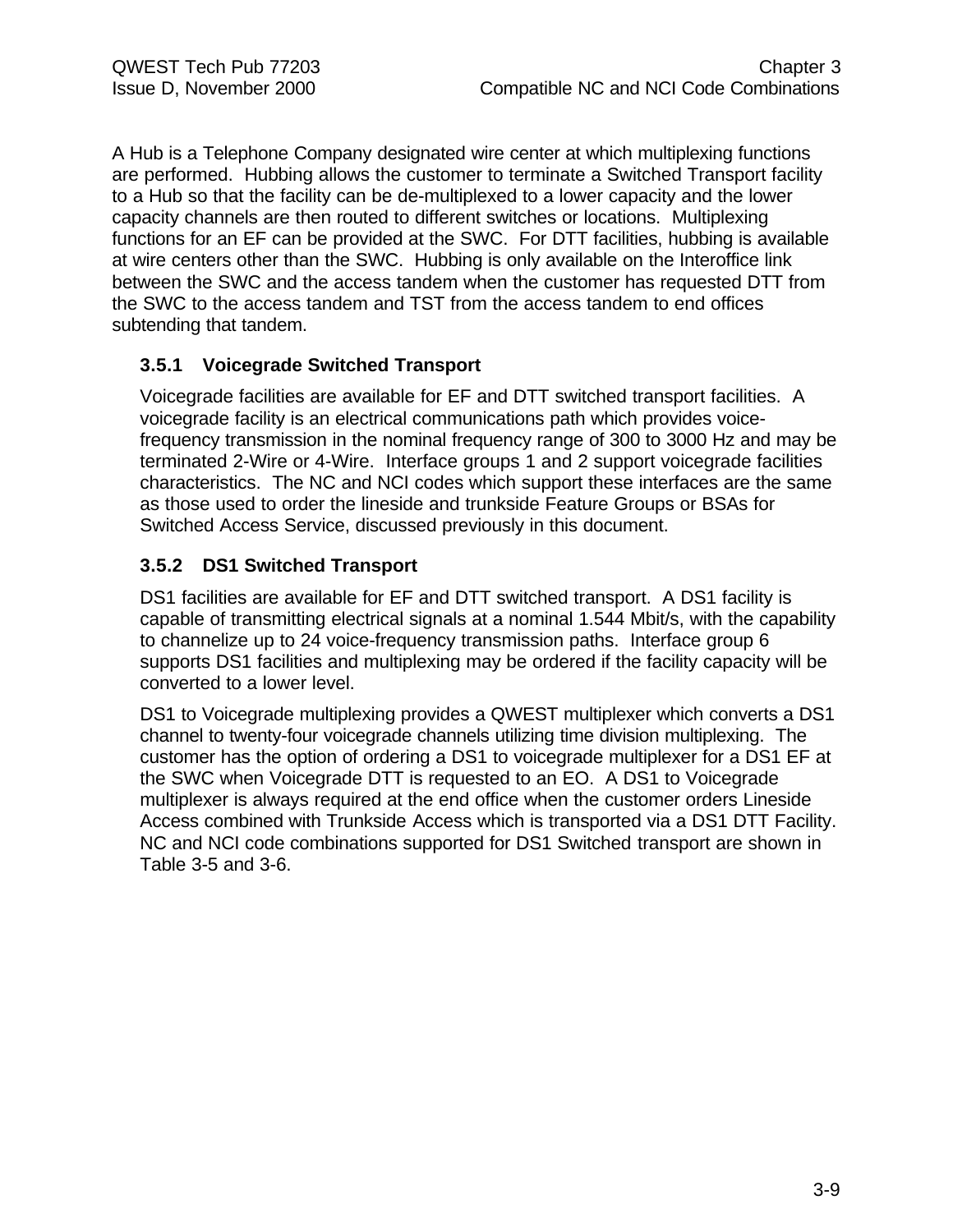A Hub is a Telephone Company designated wire center at which multiplexing functions are performed. Hubbing allows the customer to terminate a Switched Transport facility to a Hub so that the facility can be de-multiplexed to a lower capacity and the lower capacity channels are then routed to different switches or locations. Multiplexing functions for an EF can be provided at the SWC. For DTT facilities, hubbing is available at wire centers other than the SWC. Hubbing is only available on the Interoffice link between the SWC and the access tandem when the customer has requested DTT from the SWC to the access tandem and TST from the access tandem to end offices subtending that tandem.

### 3.5.1 Voicegrade Switched Transport

Voicegrade facilities are available for EF and DTT switched transport facilities. A voicegrade facility is an electrical communications path which provides voice-frequency transmission in the nominal frequency range of 300 to 3000 Hz and may be terminated 2-Wire or 4-Wire. Interface groups 1 and 2 support voicegrade facilities characteristics. The NC and NCI codes which support these interfaces are the same as those used to order the lineside and trunkside Feature Groups or BSAs for Switched Access Service, discussed previously in this document.

### 3.5.2 DS1 Switched Transport

DS1 facilities are available for EF and DTT switched transport. A DS1 facility is capable of transmitting electrical signals at a nominal 1.544 Mbit/s, with the capability to channelize up to 24 voice-frequency transmission paths. Interface group 6 supports DS1 facilities and multiplexing may be ordered if the facility capacity will be converted to a lower level.

DS1 to Voicegrade multiplexing provides a QWEST multiplexer which converts a DS1 channel to twenty-four voicegrade channels utilizing time division multiplexing. The customer has the option of ordering a DS1 to voicegrade multiplexer for a DS1 EF at the SWC when Voicegrade DTT is requested to an EO. A DS1 to Voicegrade multiplexer is always required at the end office when the customer orders Lineside Access combined with Trunkside Access which is transported via a DS1 DTT Facility. NC and NCI code combinations supported for DS1 Switched transport are shown in Table 3-5 and 3-6.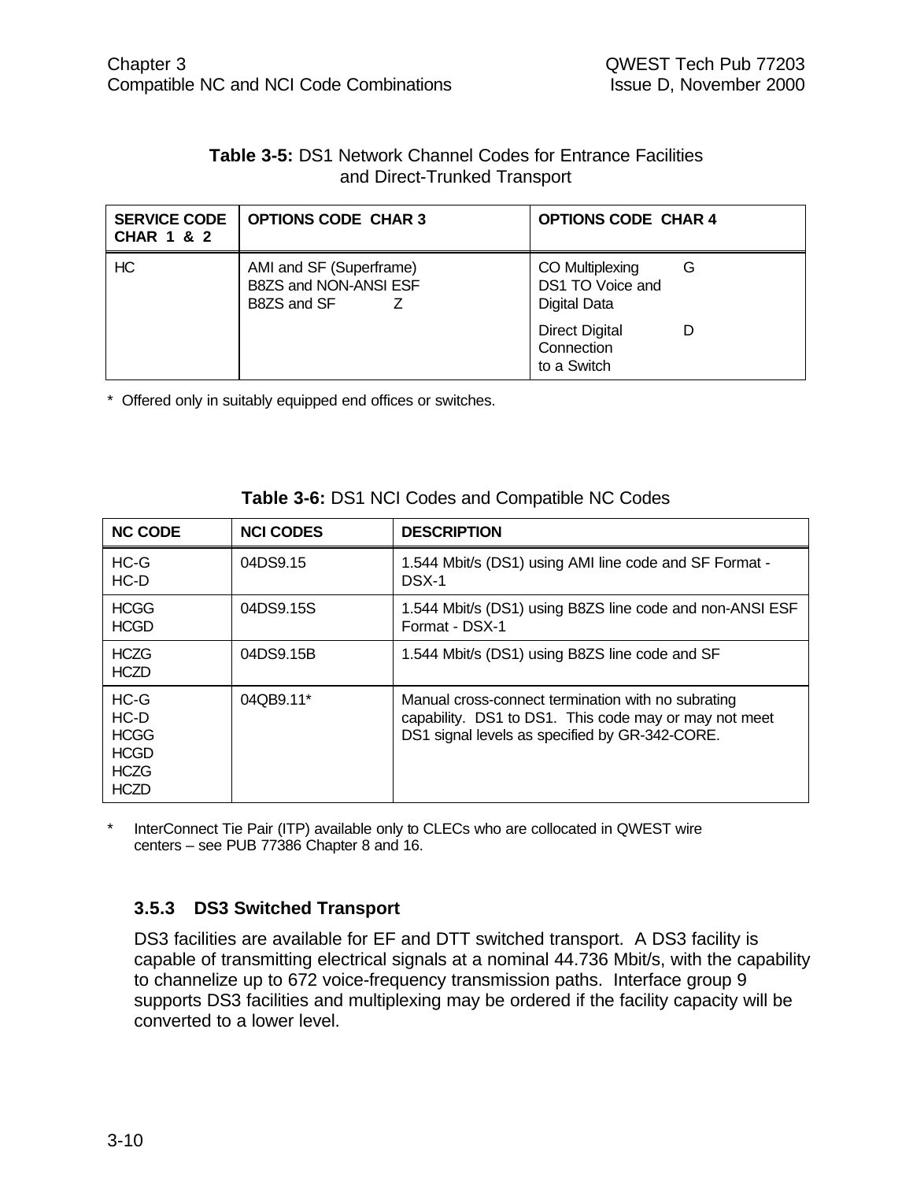**Table 3-5:** DS1 Network Channel Codes for Entrance Facilities and Direct-Trunked Transport

| SERVICE CODE CHAR 1 & 2 | OPTIONS CODE CHAR 3 | OPTIONS CODE CHAR 4 |
|---|---|---|
| HC | AMI and SF (Superframe)<br>B8ZS and NON-ANSI ESF<br>B8ZS and SF Z | CO Multiplexing G<br>DS1 TO Voice and Digital Data<br><br>Direct Digital D<br>Connection<br>to a Switch |

\* Offered only in suitably equipped end offices or switches.

**Table 3-6:** DS1 NCI Codes and Compatible NC Codes

| NC CODE | NCI CODES | DESCRIPTION |
|---|---|---|
| HC-G<br>HC-D | 04DS9.15 | 1.544 Mbit/s (DS1) using AMI line code and SF Format - DSX-1 |
| HCGG<br>HCGD | 04DS9.15S | 1.544 Mbit/s (DS1) using B8ZS line code and non-ANSI ESF Format - DSX-1 |
| HCZG<br>HCZD | 04DS9.15B | 1.544 Mbit/s (DS1) using B8ZS line code and SF |
| HC-G<br>HC-D<br>HCGG<br>HCGD<br>HCZG<br>HCZD | 04QB9.11* | Manual cross-connect termination with no subrating capability. DS1 to DS1. This code may or may not meet DS1 signal levels as specified by GR-342-CORE. |

\* InterConnect Tie Pair (ITP) available only to CLECs who are collocated in QWEST wire centers – see PUB 77386 Chapter 8 and 16.

### 3.5.3 DS3 Switched Transport

DS3 facilities are available for EF and DTT switched transport. A DS3 facility is capable of transmitting electrical signals at a nominal 44.736 Mbit/s, with the capability to channelize up to 672 voice-frequency transmission paths. Interface group 9 supports DS3 facilities and multiplexing may be ordered if the facility capacity will be converted to a lower level.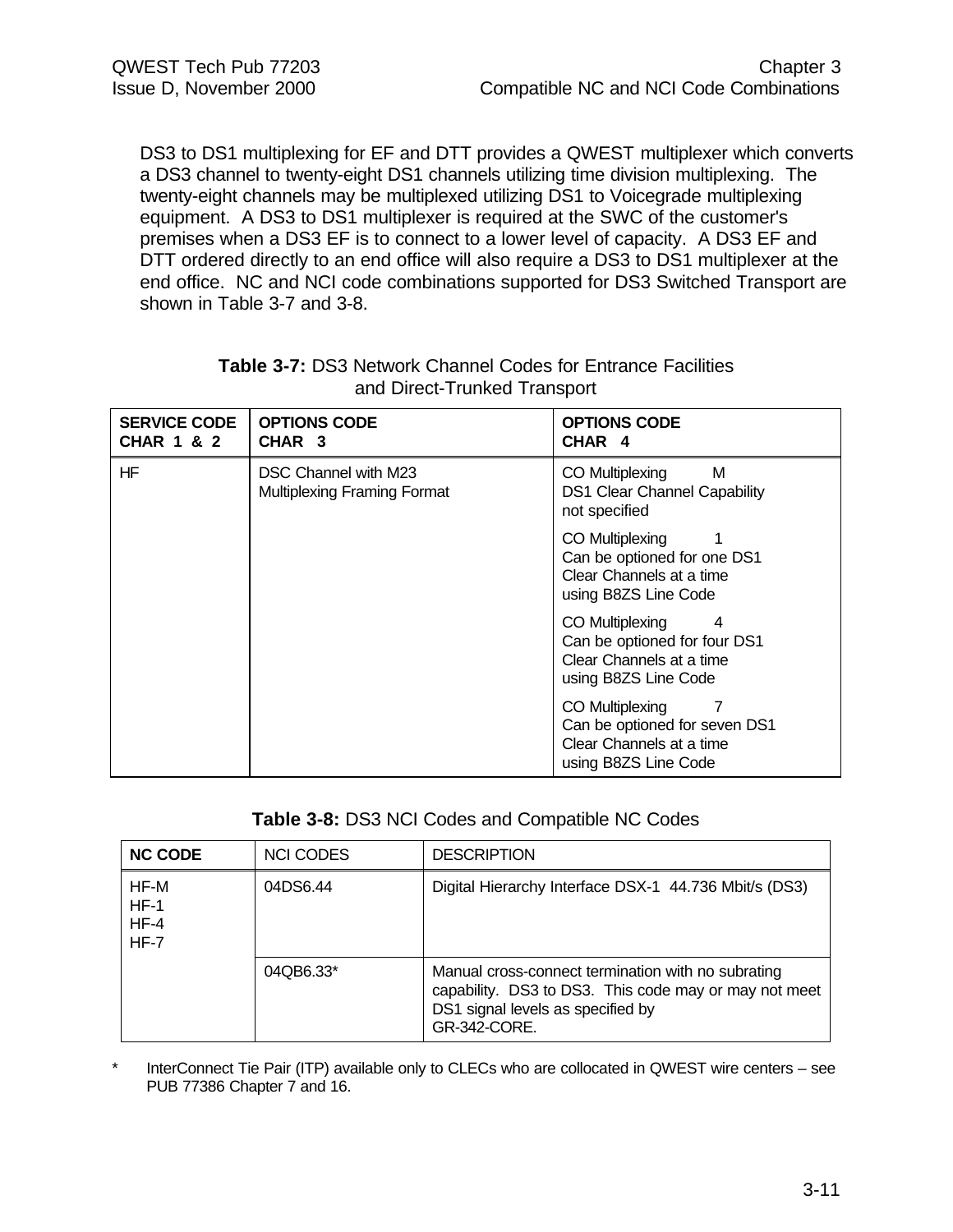DS3 to DS1 multiplexing for EF and DTT provides a QWEST multiplexer which converts a DS3 channel to twenty-eight DS1 channels utilizing time division multiplexing. The twenty-eight channels may be multiplexed utilizing DS1 to Voicegrade multiplexing equipment. A DS3 to DS1 multiplexer is required at the SWC of the customer's premises when a DS3 EF is to connect to a lower level of capacity. A DS3 EF and DTT ordered directly to an end office will also require a DS3 to DS1 multiplexer at the end office. NC and NCI code combinations supported for DS3 Switched Transport are shown in Table 3-7 and 3-8.

**Table 3-7:** DS3 Network Channel Codes for Entrance Facilities and Direct-Trunked Transport

| SERVICE CODE CHAR 1 & 2 | OPTIONS CODE CHAR 3 | OPTIONS CODE CHAR 4 |
|---|---|---|
| HF | DSC Channel with M23 Multiplexing Framing Format | CO Multiplexing M<br>DS1 Clear Channel Capability not specified |
| | | CO Multiplexing 1<br>Can be optioned for one DS1 Clear Channels at a time using B8ZS Line Code |
| | | CO Multiplexing 4<br>Can be optioned for four DS1 Clear Channels at a time using B8ZS Line Code |
| | | CO Multiplexing 7<br>Can be optioned for seven DS1 Clear Channels at a time using B8ZS Line Code |

**Table 3-8:** DS3 NCI Codes and Compatible NC Codes

| NC CODE | NCI CODES | DESCRIPTION |
|---|---|---|
| HF-M<br>HF-1<br>HF-4<br>HF-7 | 04DS6.44 | Digital Hierarchy Interface DSX-1 44.736 Mbit/s (DS3) |
| | 04QB6.33* | Manual cross-connect termination with no subrating capability. DS3 to DS3. This code may or may not meet DS1 signal levels as specified by GR-342-CORE. |

\* InterConnect Tie Pair (ITP) available only to CLECs who are collocated in QWEST wire centers – see PUB 77386 Chapter 7 and 16.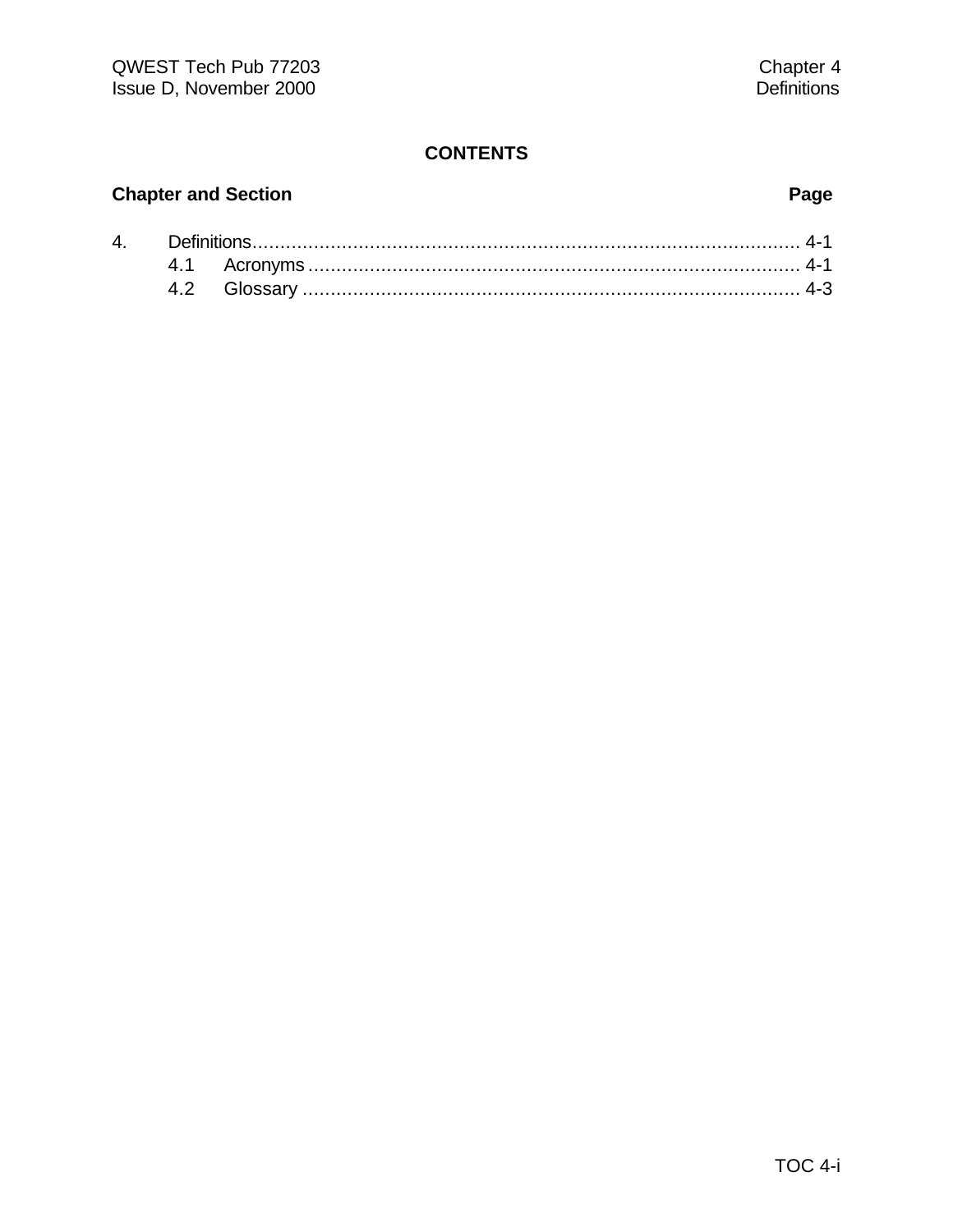# CONTENTS

**Chapter and Section** **Page**

4. Definitions.................................................................................................. 4-1
   4.1 Acronyms ....................................................................................... 4-1
   4.2 Glossary ......................................................................................... 4-3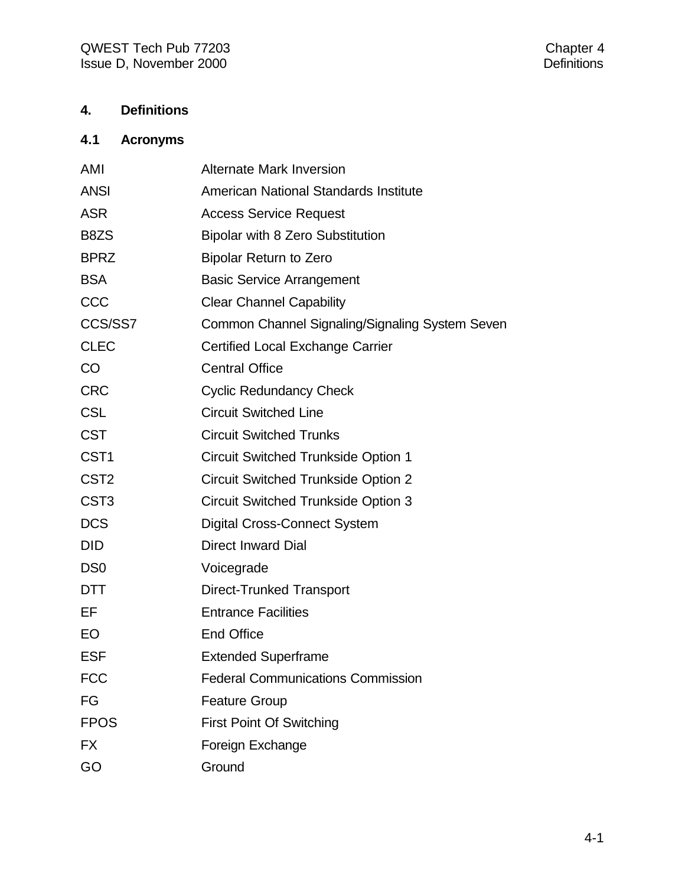# 4. Definitions

## 4.1 Acronyms

| | |
|---|---|
| AMI | Alternate Mark Inversion |
| ANSI | American National Standards Institute |
| ASR | Access Service Request |
| B8ZS | Bipolar with 8 Zero Substitution |
| BPRZ | Bipolar Return to Zero |
| BSA | Basic Service Arrangement |
| CCC | Clear Channel Capability |
| CCS/SS7 | Common Channel Signaling/Signaling System Seven |
| CLEC | Certified Local Exchange Carrier |
| CO | Central Office |
| CRC | Cyclic Redundancy Check |
| CSL | Circuit Switched Line |
| CST | Circuit Switched Trunks |
| CST1 | Circuit Switched Trunkside Option 1 |
| CST2 | Circuit Switched Trunkside Option 2 |
| CST3 | Circuit Switched Trunkside Option 3 |
| DCS | Digital Cross-Connect System |
| DID | Direct Inward Dial |
| DS0 | Voicegrade |
| DTT | Direct-Trunked Transport |
| EF | Entrance Facilities |
| EO | End Office |
| ESF | Extended Superframe |
| FCC | Federal Communications Commission |
| FG | Feature Group |
| FPOS | First Point Of Switching |
| FX | Foreign Exchange |
| GO | Ground |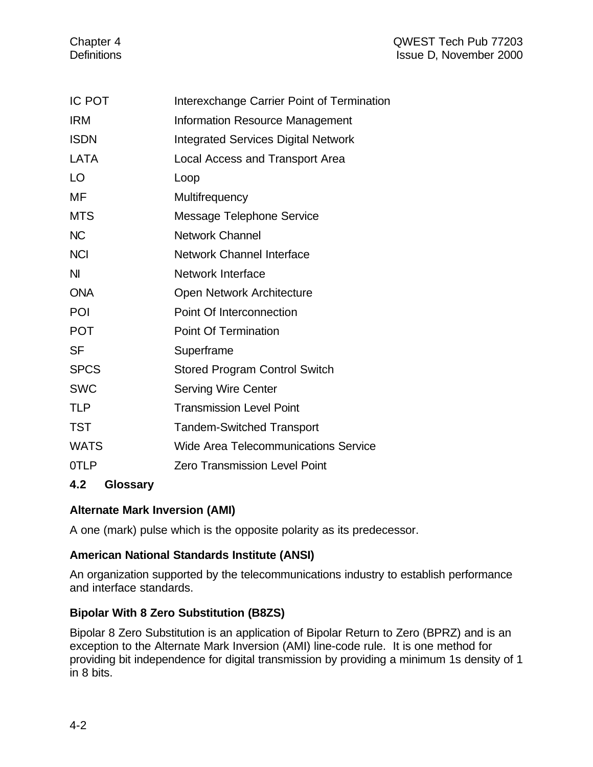| | |
|---|---|
| IC POT | Interexchange Carrier Point of Termination |
| IRM | Information Resource Management |
| ISDN | Integrated Services Digital Network |
| LATA | Local Access and Transport Area |
| LO | Loop |
| MF | Multifrequency |
| MTS | Message Telephone Service |
| NC | Network Channel |
| NCI | Network Channel Interface |
| NI | Network Interface |
| ONA | Open Network Architecture |
| POI | Point Of Interconnection |
| POT | Point Of Termination |
| SF | Superframe |
| SPCS | Stored Program Control Switch |
| SWC | Serving Wire Center |
| TLP | Transmission Level Point |
| TST | Tandem-Switched Transport |
| WATS | Wide Area Telecommunications Service |
| 0TLP | Zero Transmission Level Point |

## 4.2 Glossary

**Alternate Mark Inversion (AMI)**

A one (mark) pulse which is the opposite polarity as its predecessor.

**American National Standards Institute (ANSI)**

An organization supported by the telecommunications industry to establish performance and interface standards.

**Bipolar With 8 Zero Substitution (B8ZS)**

Bipolar 8 Zero Substitution is an application of Bipolar Return to Zero (BPRZ) and is an exception to the Alternate Mark Inversion (AMI) line-code rule. It is one method for providing bit independence for digital transmission by providing a minimum 1s density of 1 in 8 bits.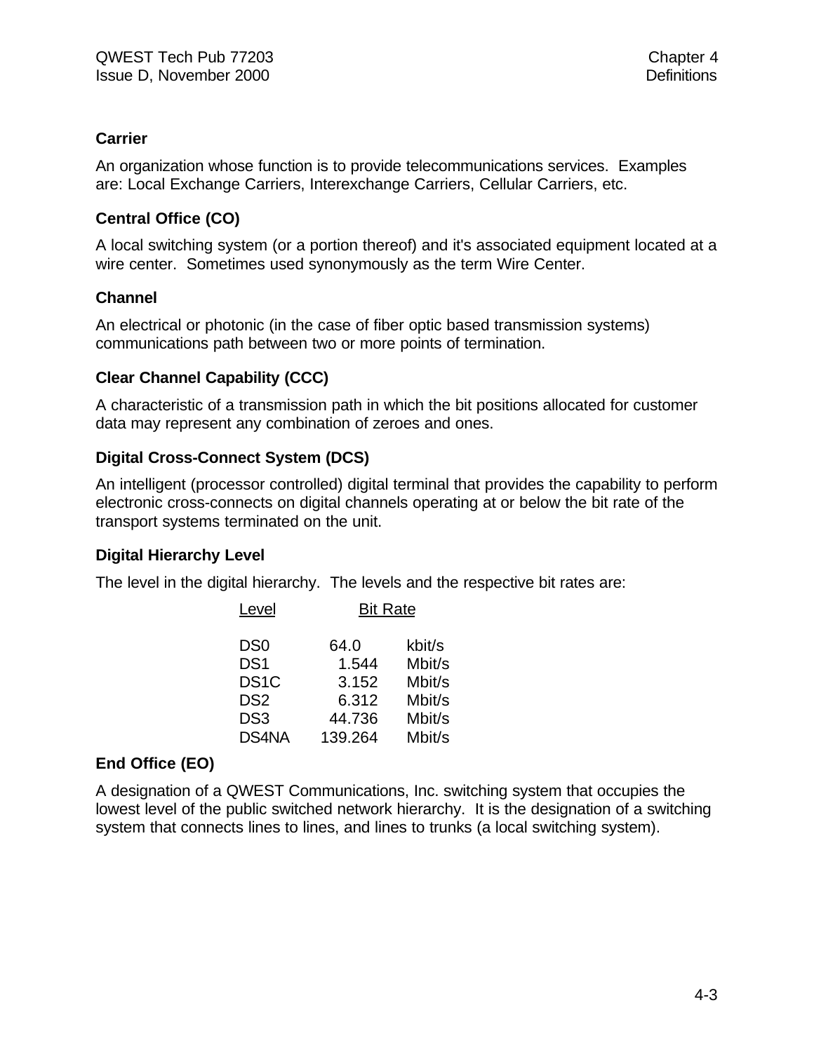### Carrier

An organization whose function is to provide telecommunications services. Examples are: Local Exchange Carriers, Interexchange Carriers, Cellular Carriers, etc.

### Central Office (CO)

A local switching system (or a portion thereof) and it's associated equipment located at a wire center. Sometimes used synonymously as the term Wire Center.

### Channel

An electrical or photonic (in the case of fiber optic based transmission systems) communications path between two or more points of termination.

### Clear Channel Capability (CCC)

A characteristic of a transmission path in which the bit positions allocated for customer data may represent any combination of zeroes and ones.

### Digital Cross-Connect System (DCS)

An intelligent (processor controlled) digital terminal that provides the capability to perform electronic cross-connects on digital channels operating at or below the bit rate of the transport systems terminated on the unit.

### Digital Hierarchy Level

The level in the digital hierarchy. The levels and the respective bit rates are:

| Level | Bit Rate | |
|---|---|---|
| DS0 | 64.0 | kbit/s |
| DS1 | 1.544 | Mbit/s |
| DS1C | 3.152 | Mbit/s |
| DS2 | 6.312 | Mbit/s |
| DS3 | 44.736 | Mbit/s |
| DS4NA | 139.264 | Mbit/s |

### End Office (EO)

A designation of a QWEST Communications, Inc. switching system that occupies the lowest level of the public switched network hierarchy. It is the designation of a switching system that connects lines to lines, and lines to trunks (a local switching system).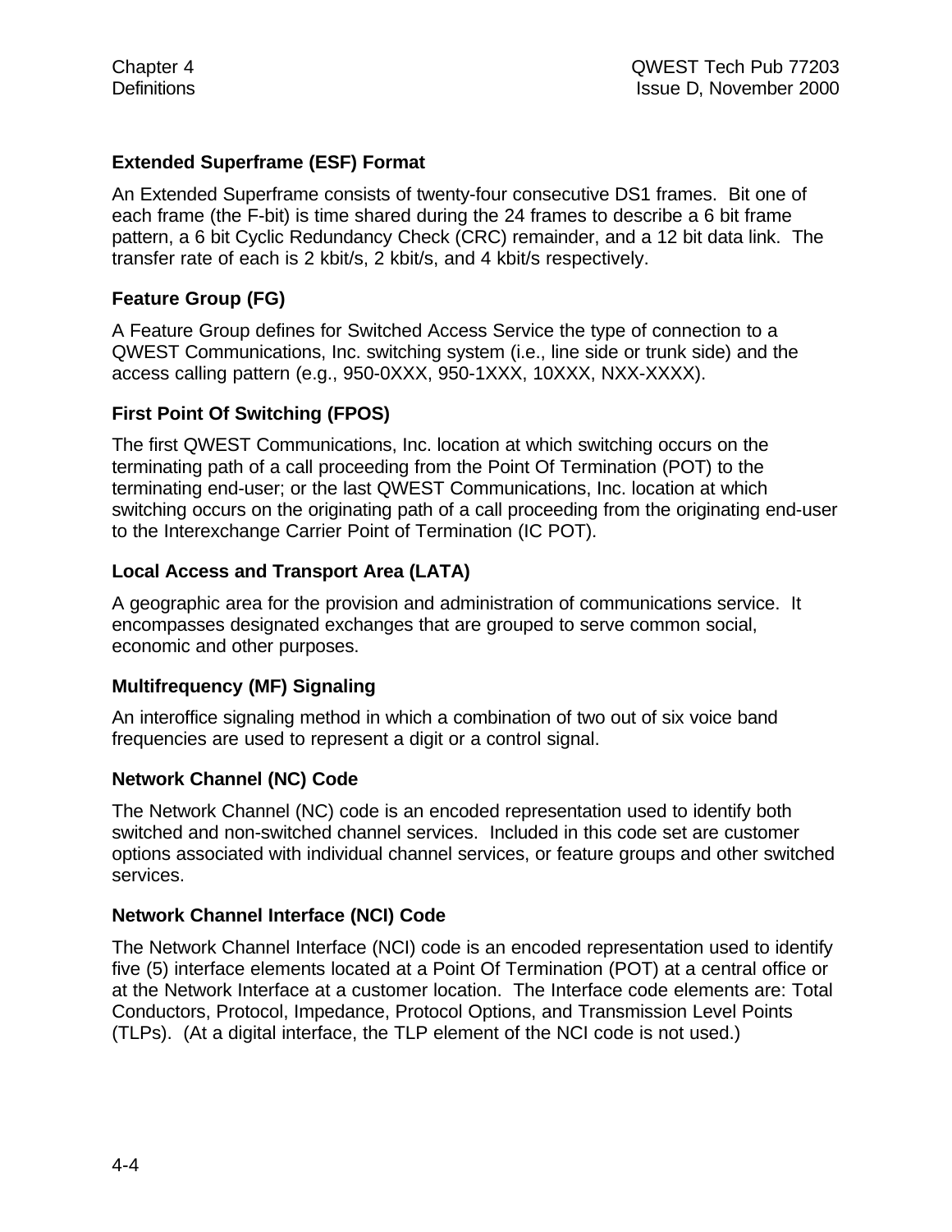### Extended Superframe (ESF) Format

An Extended Superframe consists of twenty-four consecutive DS1 frames. Bit one of each frame (the F-bit) is time shared during the 24 frames to describe a 6 bit frame pattern, a 6 bit Cyclic Redundancy Check (CRC) remainder, and a 12 bit data link. The transfer rate of each is 2 kbit/s, 2 kbit/s, and 4 kbit/s respectively.

### Feature Group (FG)

A Feature Group defines for Switched Access Service the type of connection to a QWEST Communications, Inc. switching system (i.e., line side or trunk side) and the access calling pattern (e.g., 950-0XXX, 950-1XXX, 10XXX, NXX-XXXX).

### First Point Of Switching (FPOS)

The first QWEST Communications, Inc. location at which switching occurs on the terminating path of a call proceeding from the Point Of Termination (POT) to the terminating end-user; or the last QWEST Communications, Inc. location at which switching occurs on the originating path of a call proceeding from the originating end-user to the Interexchange Carrier Point of Termination (IC POT).

### Local Access and Transport Area (LATA)

A geographic area for the provision and administration of communications service. It encompasses designated exchanges that are grouped to serve common social, economic and other purposes.

### Multifrequency (MF) Signaling

An interoffice signaling method in which a combination of two out of six voice band frequencies are used to represent a digit or a control signal.

### Network Channel (NC) Code

The Network Channel (NC) code is an encoded representation used to identify both switched and non-switched channel services. Included in this code set are customer options associated with individual channel services, or feature groups and other switched services.

### Network Channel Interface (NCI) Code

The Network Channel Interface (NCI) code is an encoded representation used to identify five (5) interface elements located at a Point Of Termination (POT) at a central office or at the Network Interface at a customer location. The Interface code elements are: Total Conductors, Protocol, Impedance, Protocol Options, and Transmission Level Points (TLPs). (At a digital interface, the TLP element of the NCI code is not used.)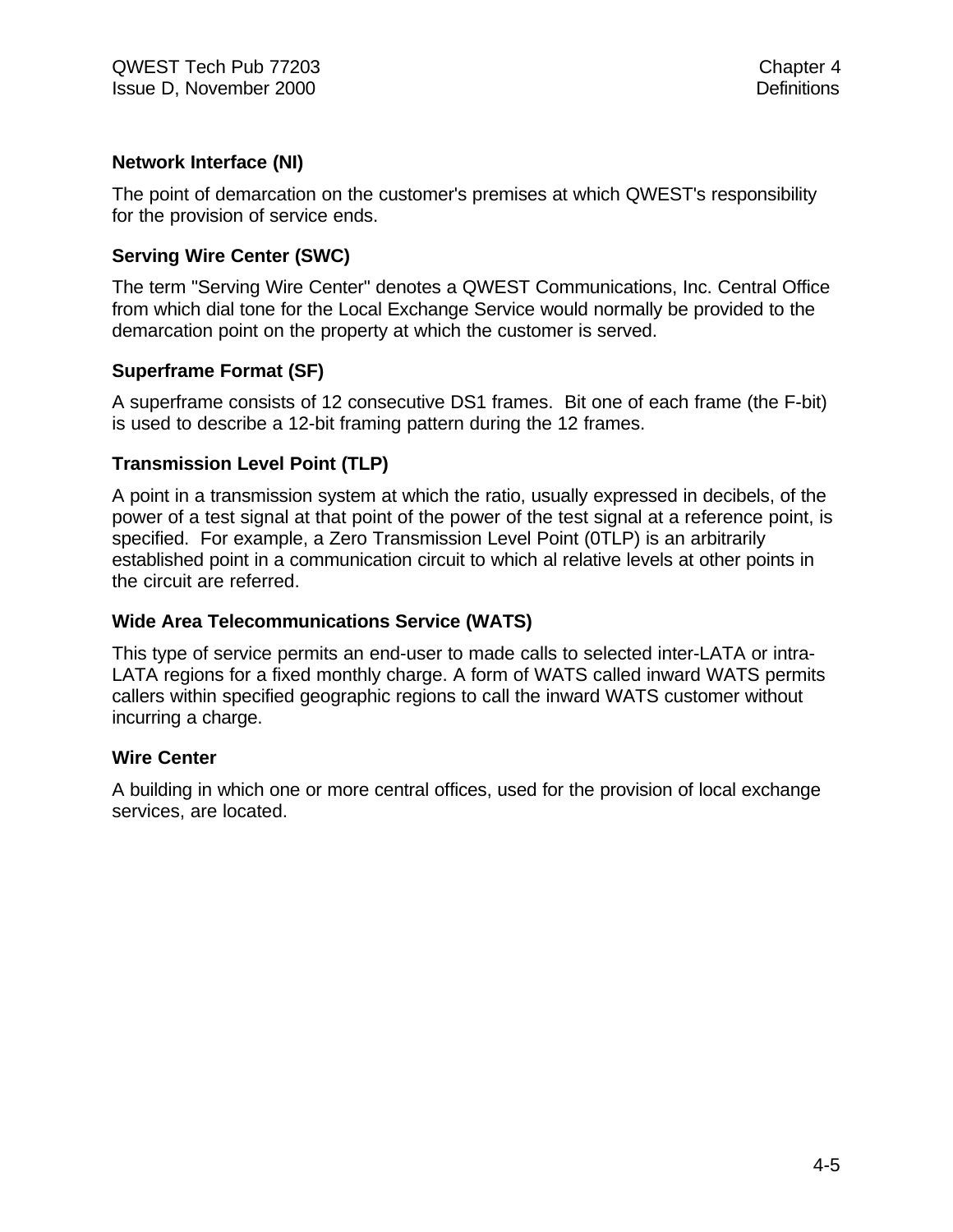**Network Interface (NI)**

The point of demarcation on the customer's premises at which QWEST's responsibility for the provision of service ends.

**Serving Wire Center (SWC)**

The term "Serving Wire Center" denotes a QWEST Communications, Inc. Central Office from which dial tone for the Local Exchange Service would normally be provided to the demarcation point on the property at which the customer is served.

**Superframe Format (SF)**

A superframe consists of 12 consecutive DS1 frames. Bit one of each frame (the F-bit) is used to describe a 12-bit framing pattern during the 12 frames.

**Transmission Level Point (TLP)**

A point in a transmission system at which the ratio, usually expressed in decibels, of the power of a test signal at that point of the power of the test signal at a reference point, is specified. For example, a Zero Transmission Level Point (0TLP) is an arbitrarily established point in a communication circuit to which al relative levels at other points in the circuit are referred.

**Wide Area Telecommunications Service (WATS)**

This type of service permits an end-user to made calls to selected inter-LATA or intra-LATA regions for a fixed monthly charge. A form of WATS called inward WATS permits callers within specified geographic regions to call the inward WATS customer without incurring a charge.

**Wire Center**

A building in which one or more central offices, used for the provision of local exchange services, are located.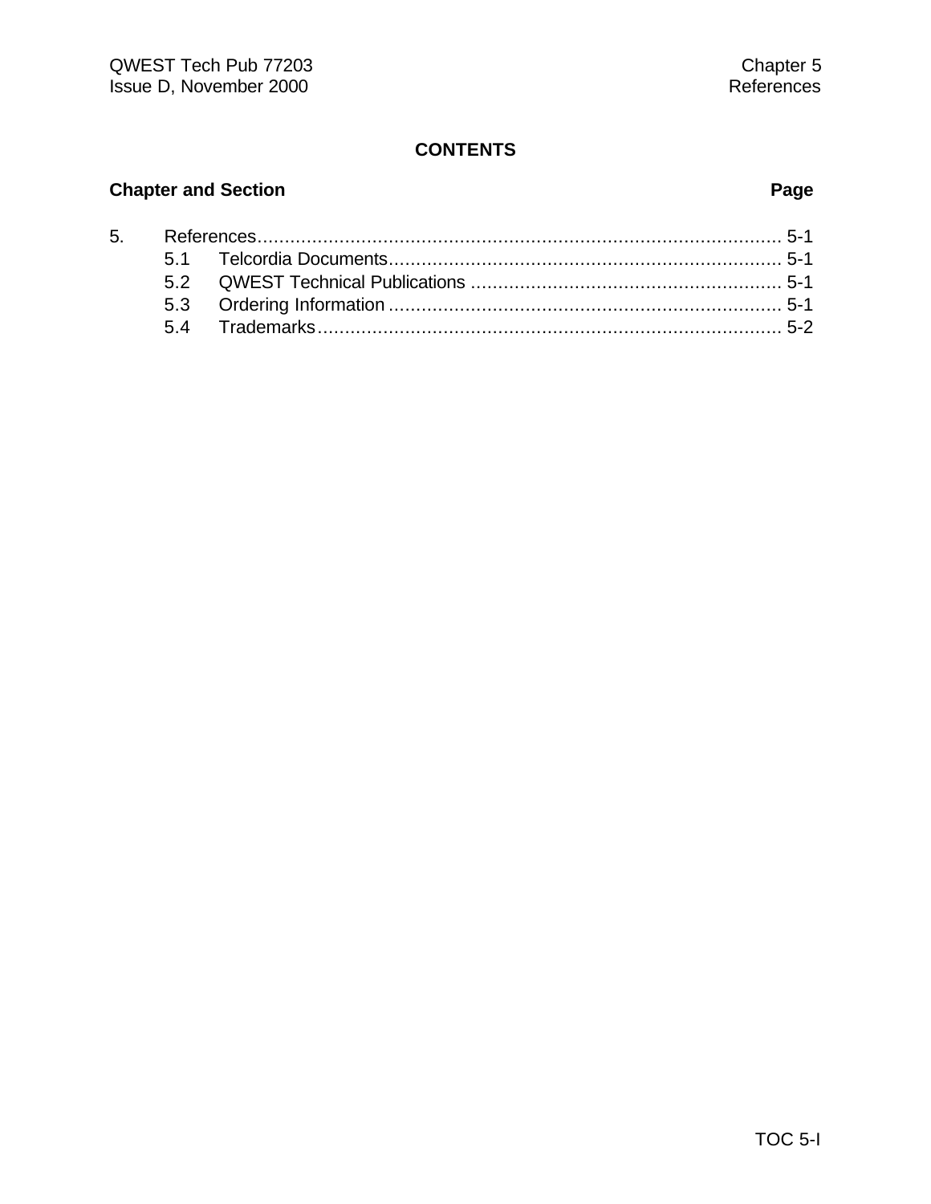# CONTENTS

| Chapter and Section | | Page |
|---|---|---|
| 5. | References | 5-1 |
| 5.1 | Telcordia Documents | 5-1 |
| 5.2 | QWEST Technical Publications | 5-1 |
| 5.3 | Ordering Information | 5-1 |
| 5.4 | Trademarks | 5-2 |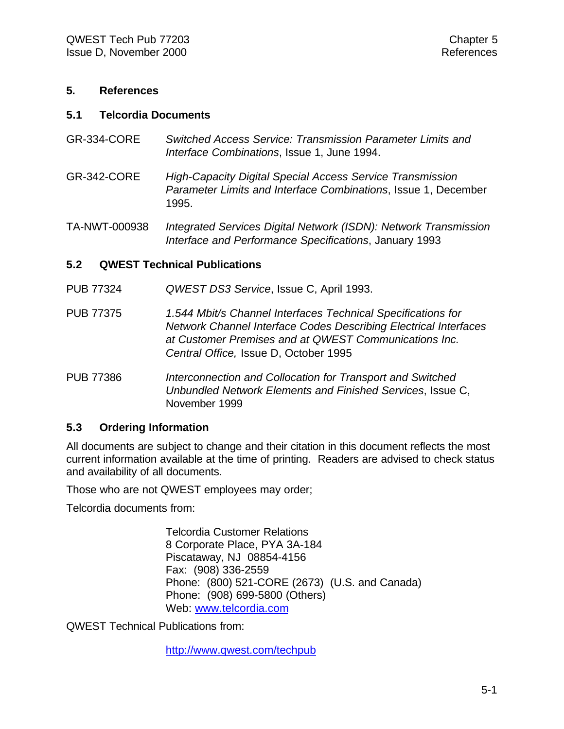# 5. References

## 5.1 Telcordia Documents

GR-334-CORE *Switched Access Service: Transmission Parameter Limits and Interface Combinations*, Issue 1, June 1994.

GR-342-CORE *High-Capacity Digital Special Access Service Transmission Parameter Limits and Interface Combinations*, Issue 1, December 1995.

TA-NWT-000938 *Integrated Services Digital Network (ISDN): Network Transmission Interface and Performance Specifications*, January 1993

## 5.2 QWEST Technical Publications

PUB 77324 *QWEST DS3 Service*, Issue C, April 1993.

PUB 77375 *1.544 Mbit/s Channel Interfaces Technical Specifications for Network Channel Interface Codes Describing Electrical Interfaces at Customer Premises and at QWEST Communications Inc. Central Office,* Issue D, October 1995

PUB 77386 *Interconnection and Collocation for Transport and Switched Unbundled Network Elements and Finished Services*, Issue C, November 1999

## 5.3 Ordering Information

All documents are subject to change and their citation in this document reflects the most current information available at the time of printing. Readers are advised to check status and availability of all documents.

Those who are not QWEST employees may order;

Telcordia documents from:

Telcordia Customer Relations
8 Corporate Place, PYA 3A-184
Piscataway, NJ 08854-4156
Fax: (908) 336-2559
Phone: (800) 521-CORE (2673) (U.S. and Canada)
Phone: (908) 699-5800 (Others)
Web: www.telcordia.com

QWEST Technical Publications from:

http://www.qwest.com/techpub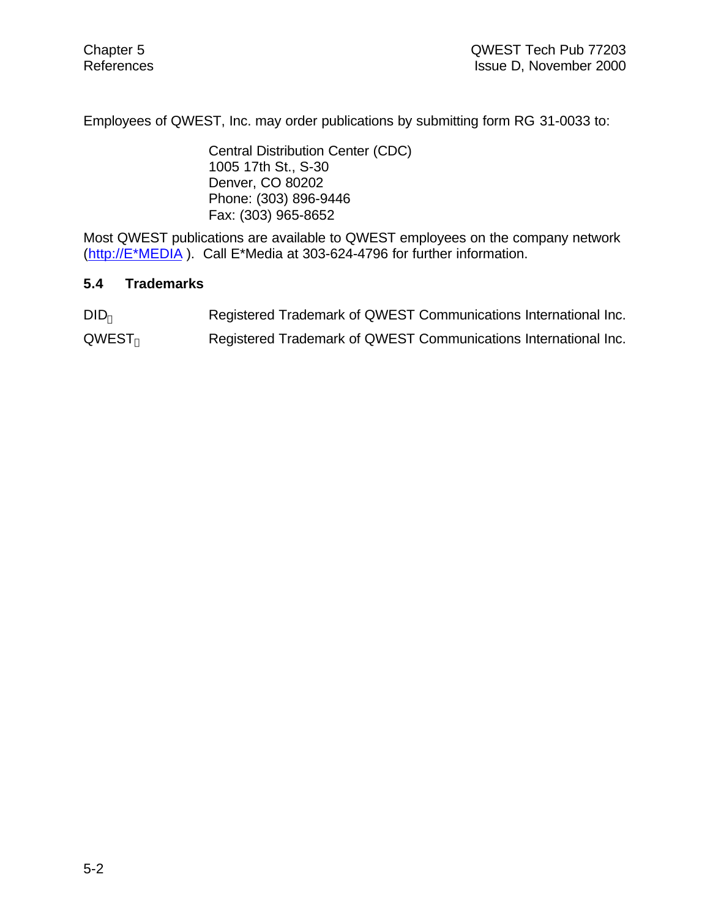Employees of QWEST, Inc. may order publications by submitting form RG 31-0033 to:

Central Distribution Center (CDC)
1005 17th St., S-30
Denver, CO 80202
Phone: (303) 896-9446
Fax: (303) 965-8652

Most QWEST publications are available to QWEST employees on the company network (http://E*MEDIA ). Call E*Media at 303-624-4796 for further information.

### 5.4 Trademarks

| | |
|---|---|
| DID® | Registered Trademark of QWEST Communications International Inc. |
| QWEST® | Registered Trademark of QWEST Communications International Inc. |